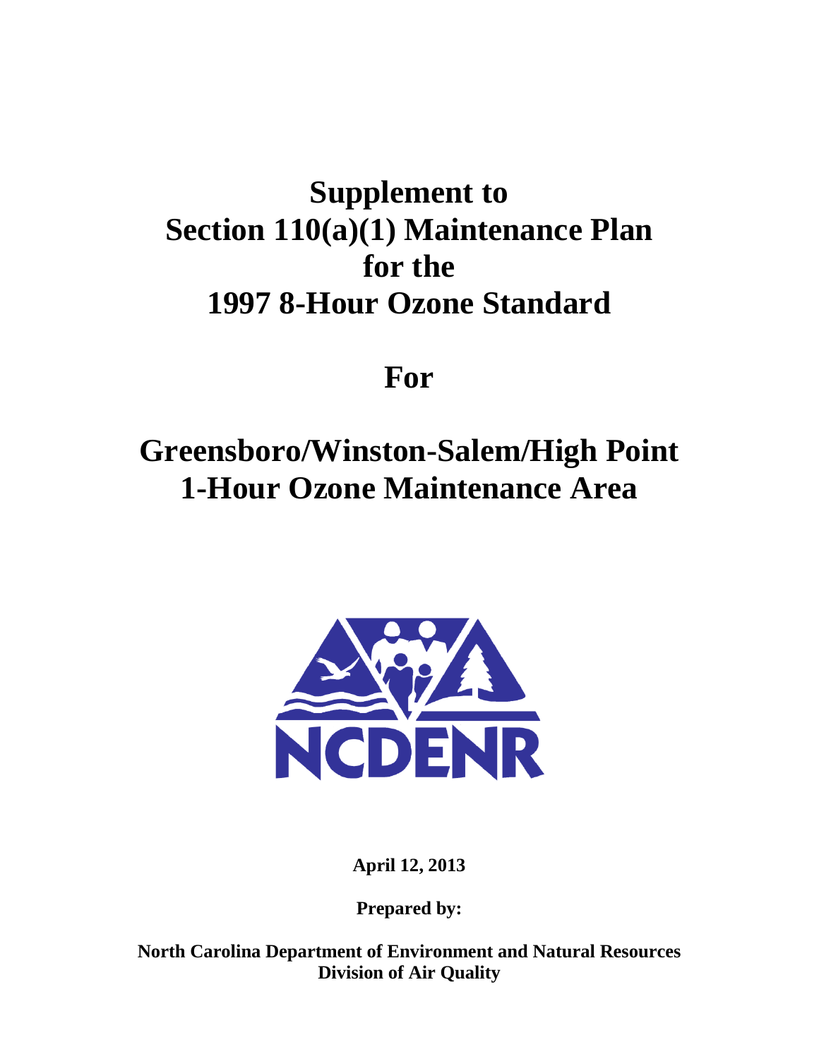# Supplement to Section 110(a)(1) Maintenance Plan for the 1997 8-Hour Ozone Standard

# For

# Greensboro/Winston-Salem/High Point 1-Hour Ozone Maintenance Area

NCDENR

**April 12, 2013**

**Prepared by:**

**North Carolina Department of Environment and Natural Resources**
**Division of Air Quality**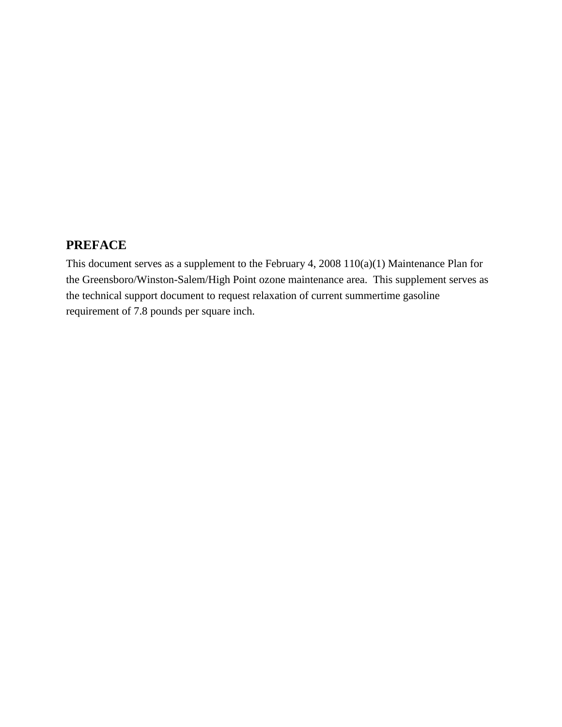## PREFACE

This document serves as a supplement to the February 4, 2008 110(a)(1) Maintenance Plan for the Greensboro/Winston-Salem/High Point ozone maintenance area. This supplement serves as the technical support document to request relaxation of current summertime gasoline requirement of 7.8 pounds per square inch.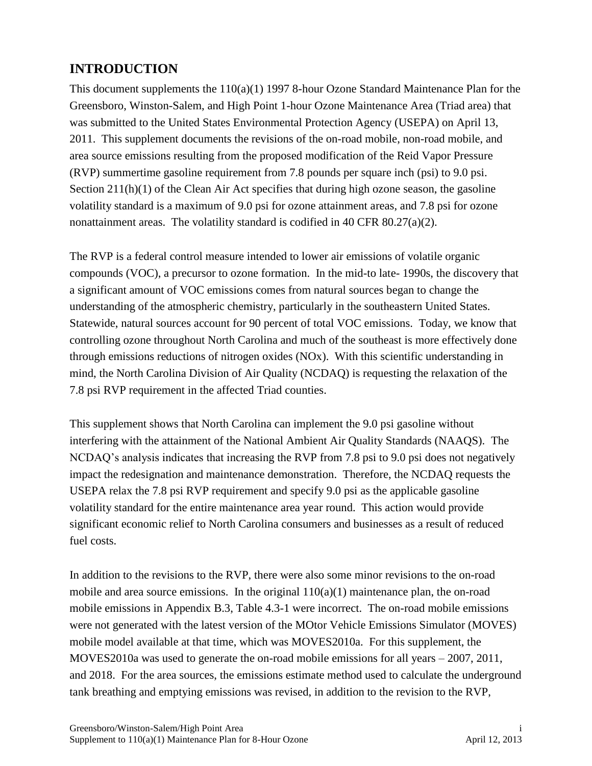## INTRODUCTION

This document supplements the 110(a)(1) 1997 8-hour Ozone Standard Maintenance Plan for the Greensboro, Winston-Salem, and High Point 1-hour Ozone Maintenance Area (Triad area) that was submitted to the United States Environmental Protection Agency (USEPA) on April 13, 2011. This supplement documents the revisions of the on-road mobile, non-road mobile, and area source emissions resulting from the proposed modification of the Reid Vapor Pressure (RVP) summertime gasoline requirement from 7.8 pounds per square inch (psi) to 9.0 psi. Section 211(h)(1) of the Clean Air Act specifies that during high ozone season, the gasoline volatility standard is a maximum of 9.0 psi for ozone attainment areas, and 7.8 psi for ozone nonattainment areas. The volatility standard is codified in 40 CFR 80.27(a)(2).

The RVP is a federal control measure intended to lower air emissions of volatile organic compounds (VOC), a precursor to ozone formation. In the mid-to late- 1990s, the discovery that a significant amount of VOC emissions comes from natural sources began to change the understanding of the atmospheric chemistry, particularly in the southeastern United States. Statewide, natural sources account for 90 percent of total VOC emissions. Today, we know that controlling ozone throughout North Carolina and much of the southeast is more effectively done through emissions reductions of nitrogen oxides (NOx). With this scientific understanding in mind, the North Carolina Division of Air Quality (NCDAQ) is requesting the relaxation of the 7.8 psi RVP requirement in the affected Triad counties.

This supplement shows that North Carolina can implement the 9.0 psi gasoline without interfering with the attainment of the National Ambient Air Quality Standards (NAAQS). The NCDAQ's analysis indicates that increasing the RVP from 7.8 psi to 9.0 psi does not negatively impact the redesignation and maintenance demonstration. Therefore, the NCDAQ requests the USEPA relax the 7.8 psi RVP requirement and specify 9.0 psi as the applicable gasoline volatility standard for the entire maintenance area year round. This action would provide significant economic relief to North Carolina consumers and businesses as a result of reduced fuel costs.

In addition to the revisions to the RVP, there were also some minor revisions to the on-road mobile and area source emissions. In the original 110(a)(1) maintenance plan, the on-road mobile emissions in Appendix B.3, Table 4.3-1 were incorrect. The on-road mobile emissions were not generated with the latest version of the MOtor Vehicle Emissions Simulator (MOVES) mobile model available at that time, which was MOVES2010a. For this supplement, the MOVES2010a was used to generate the on-road mobile emissions for all years – 2007, 2011, and 2018. For the area sources, the emissions estimate method used to calculate the underground tank breathing and emptying emissions was revised, in addition to the revision to the RVP,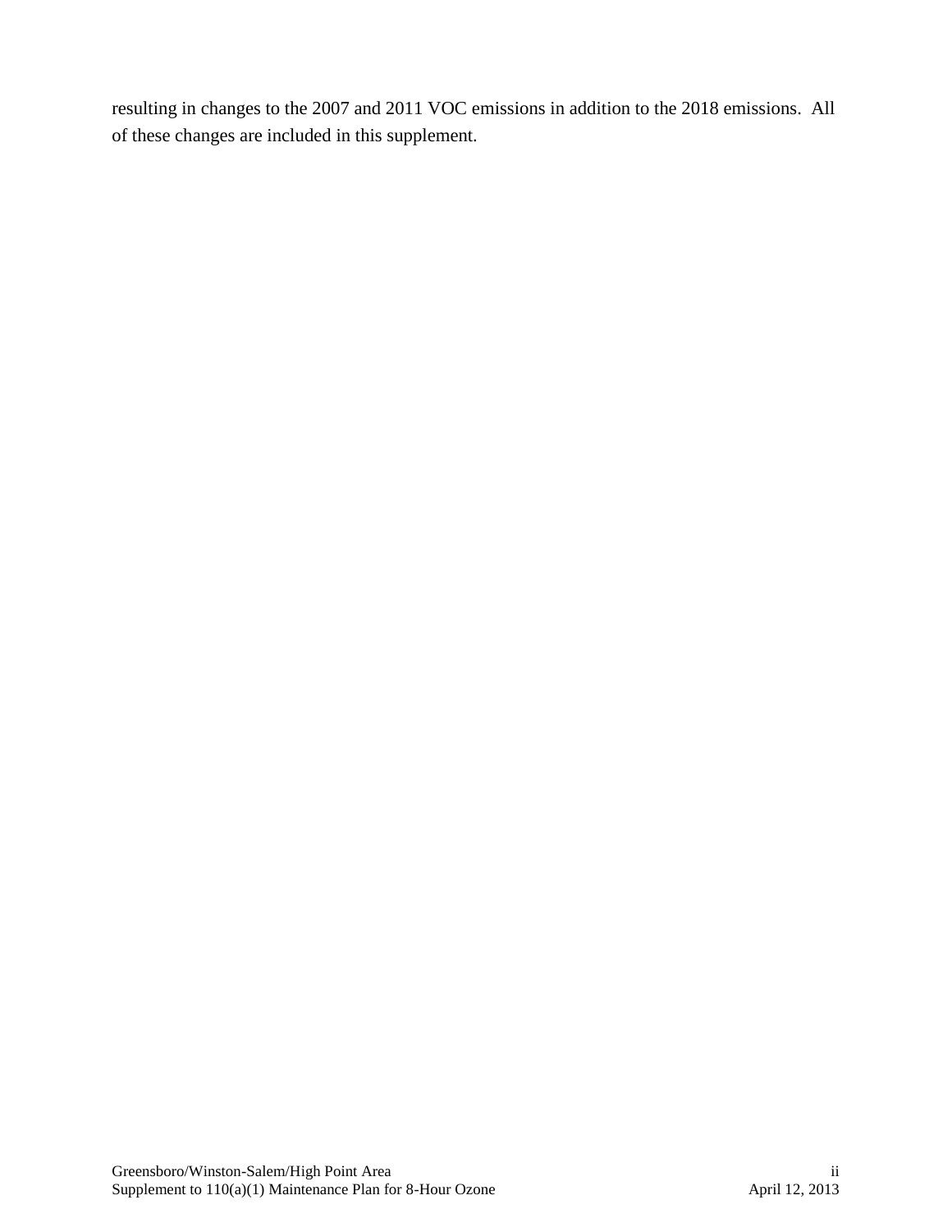resulting in changes to the 2007 and 2011 VOC emissions in addition to the 2018 emissions. All of these changes are included in this supplement.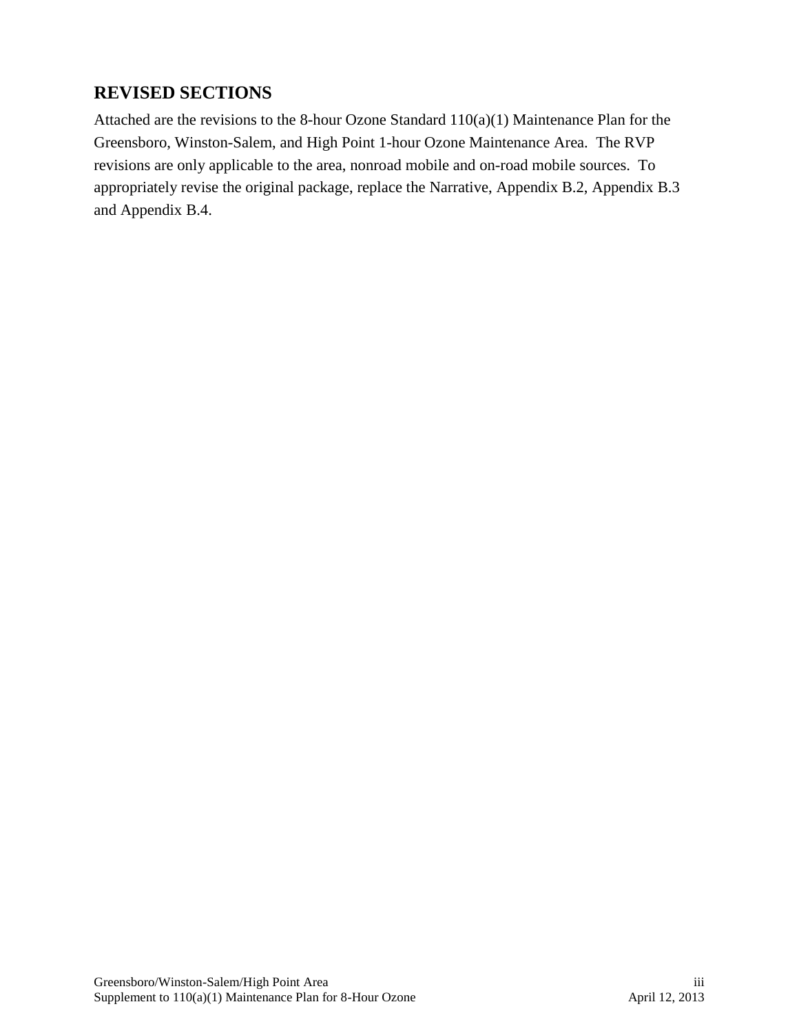## REVISED SECTIONS

Attached are the revisions to the 8-hour Ozone Standard 110(a)(1) Maintenance Plan for the Greensboro, Winston-Salem, and High Point 1-hour Ozone Maintenance Area. The RVP revisions are only applicable to the area, nonroad mobile and on-road mobile sources. To appropriately revise the original package, replace the Narrative, Appendix B.2, Appendix B.3 and Appendix B.4.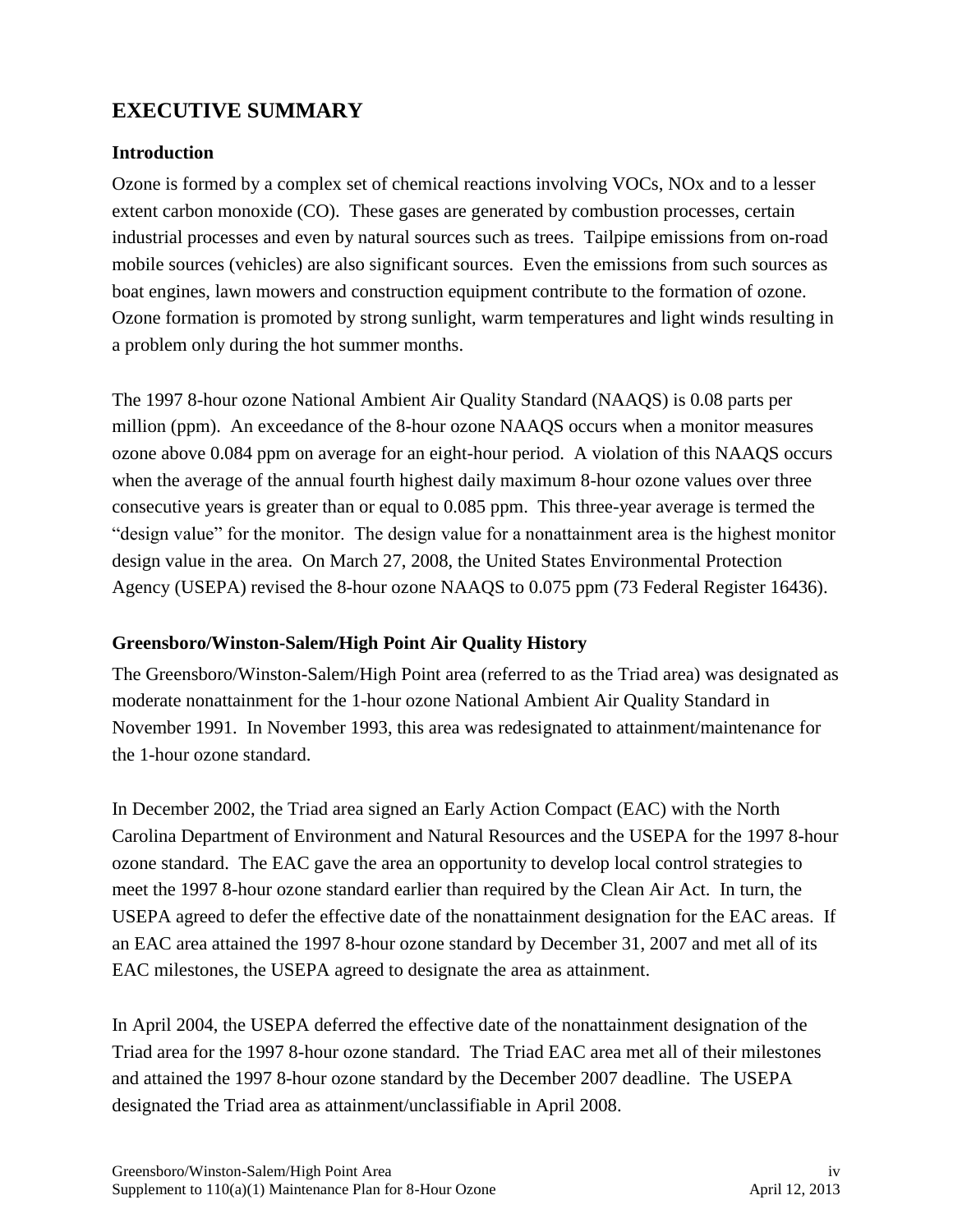## EXECUTIVE SUMMARY

### Introduction

Ozone is formed by a complex set of chemical reactions involving VOCs, NOx and to a lesser extent carbon monoxide (CO). These gases are generated by combustion processes, certain industrial processes and even by natural sources such as trees. Tailpipe emissions from on-road mobile sources (vehicles) are also significant sources. Even the emissions from such sources as boat engines, lawn mowers and construction equipment contribute to the formation of ozone. Ozone formation is promoted by strong sunlight, warm temperatures and light winds resulting in a problem only during the hot summer months.

The 1997 8-hour ozone National Ambient Air Quality Standard (NAAQS) is 0.08 parts per million (ppm). An exceedance of the 8-hour ozone NAAQS occurs when a monitor measures ozone above 0.084 ppm on average for an eight-hour period. A violation of this NAAQS occurs when the average of the annual fourth highest daily maximum 8-hour ozone values over three consecutive years is greater than or equal to 0.085 ppm. This three-year average is termed the "design value" for the monitor. The design value for a nonattainment area is the highest monitor design value in the area. On March 27, 2008, the United States Environmental Protection Agency (USEPA) revised the 8-hour ozone NAAQS to 0.075 ppm (73 Federal Register 16436).

### Greensboro/Winston-Salem/High Point Air Quality History

The Greensboro/Winston-Salem/High Point area (referred to as the Triad area) was designated as moderate nonattainment for the 1-hour ozone National Ambient Air Quality Standard in November 1991. In November 1993, this area was redesignated to attainment/maintenance for the 1-hour ozone standard.

In December 2002, the Triad area signed an Early Action Compact (EAC) with the North Carolina Department of Environment and Natural Resources and the USEPA for the 1997 8-hour ozone standard. The EAC gave the area an opportunity to develop local control strategies to meet the 1997 8-hour ozone standard earlier than required by the Clean Air Act. In turn, the USEPA agreed to defer the effective date of the nonattainment designation for the EAC areas. If an EAC area attained the 1997 8-hour ozone standard by December 31, 2007 and met all of its EAC milestones, the USEPA agreed to designate the area as attainment.

In April 2004, the USEPA deferred the effective date of the nonattainment designation of the Triad area for the 1997 8-hour ozone standard. The Triad EAC area met all of their milestones and attained the 1997 8-hour ozone standard by the December 2007 deadline. The USEPA designated the Triad area as attainment/unclassifiable in April 2008.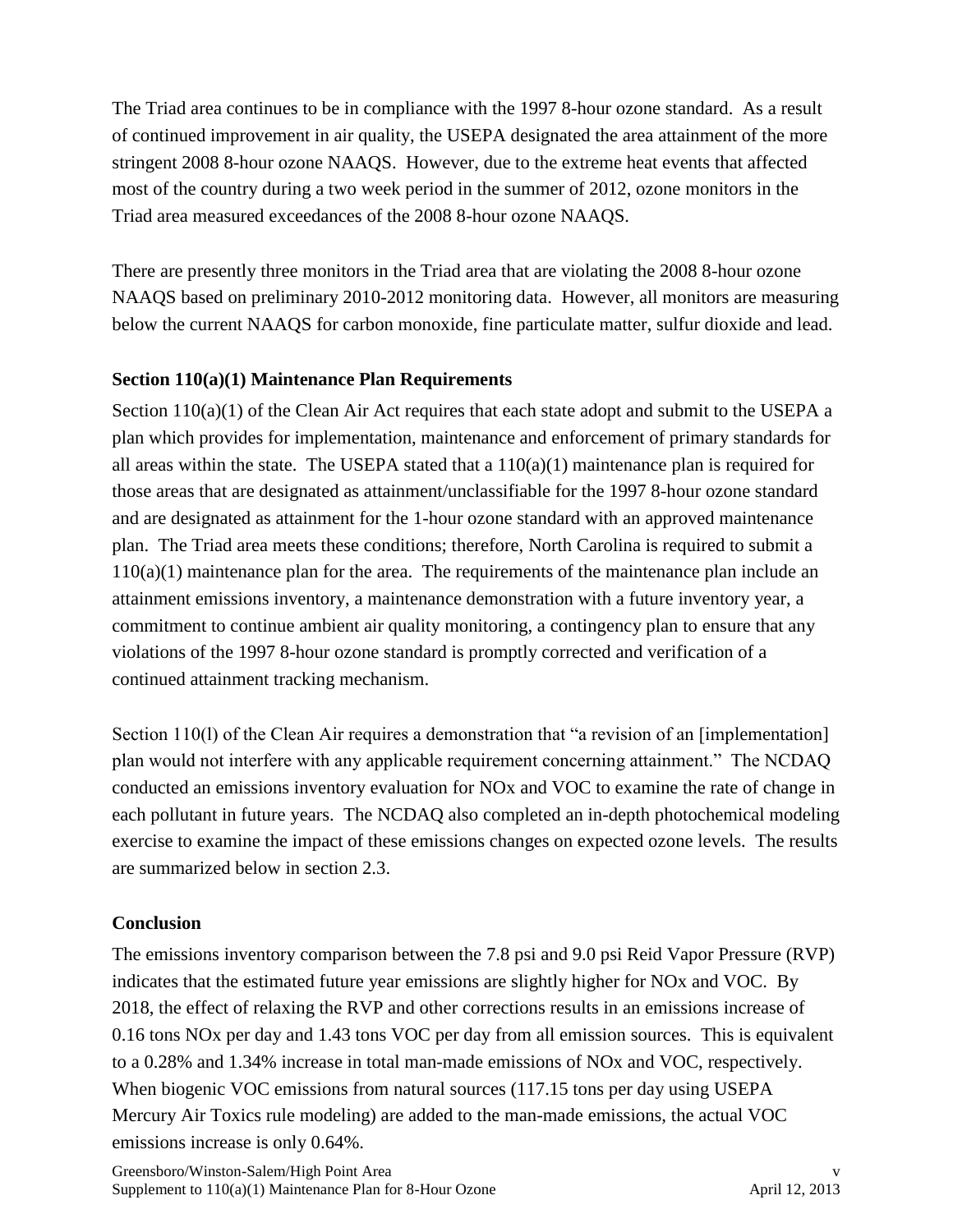The Triad area continues to be in compliance with the 1997 8-hour ozone standard. As a result of continued improvement in air quality, the USEPA designated the area attainment of the more stringent 2008 8-hour ozone NAAQS. However, due to the extreme heat events that affected most of the country during a two week period in the summer of 2012, ozone monitors in the Triad area measured exceedances of the 2008 8-hour ozone NAAQS.

There are presently three monitors in the Triad area that are violating the 2008 8-hour ozone NAAQS based on preliminary 2010-2012 monitoring data. However, all monitors are measuring below the current NAAQS for carbon monoxide, fine particulate matter, sulfur dioxide and lead.

**Section 110(a)(1) Maintenance Plan Requirements**

Section 110(a)(1) of the Clean Air Act requires that each state adopt and submit to the USEPA a plan which provides for implementation, maintenance and enforcement of primary standards for all areas within the state. The USEPA stated that a 110(a)(1) maintenance plan is required for those areas that are designated as attainment/unclassifiable for the 1997 8-hour ozone standard and are designated as attainment for the 1-hour ozone standard with an approved maintenance plan. The Triad area meets these conditions; therefore, North Carolina is required to submit a 110(a)(1) maintenance plan for the area. The requirements of the maintenance plan include an attainment emissions inventory, a maintenance demonstration with a future inventory year, a commitment to continue ambient air quality monitoring, a contingency plan to ensure that any violations of the 1997 8-hour ozone standard is promptly corrected and verification of a continued attainment tracking mechanism.

Section 110(l) of the Clean Air requires a demonstration that "a revision of an [implementation] plan would not interfere with any applicable requirement concerning attainment." The NCDAQ conducted an emissions inventory evaluation for NOx and VOC to examine the rate of change in each pollutant in future years. The NCDAQ also completed an in-depth photochemical modeling exercise to examine the impact of these emissions changes on expected ozone levels. The results are summarized below in section 2.3.

**Conclusion**

The emissions inventory comparison between the 7.8 psi and 9.0 psi Reid Vapor Pressure (RVP) indicates that the estimated future year emissions are slightly higher for NOx and VOC. By 2018, the effect of relaxing the RVP and other corrections results in an emissions increase of 0.16 tons NOx per day and 1.43 tons VOC per day from all emission sources. This is equivalent to a 0.28% and 1.34% increase in total man-made emissions of NOx and VOC, respectively. When biogenic VOC emissions from natural sources (117.15 tons per day using USEPA Mercury Air Toxics rule modeling) are added to the man-made emissions, the actual VOC emissions increase is only 0.64%.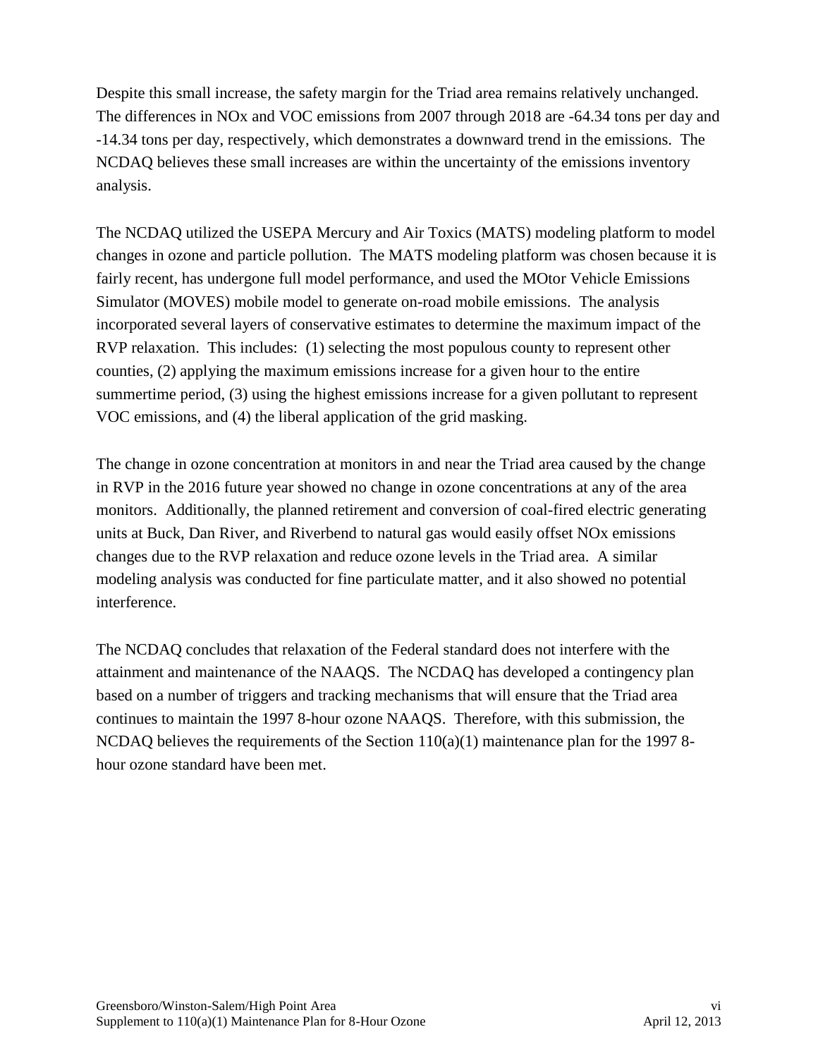Despite this small increase, the safety margin for the Triad area remains relatively unchanged. The differences in NOx and VOC emissions from 2007 through 2018 are -64.34 tons per day and -14.34 tons per day, respectively, which demonstrates a downward trend in the emissions. The NCDAQ believes these small increases are within the uncertainty of the emissions inventory analysis.

The NCDAQ utilized the USEPA Mercury and Air Toxics (MATS) modeling platform to model changes in ozone and particle pollution. The MATS modeling platform was chosen because it is fairly recent, has undergone full model performance, and used the MOtor Vehicle Emissions Simulator (MOVES) mobile model to generate on-road mobile emissions. The analysis incorporated several layers of conservative estimates to determine the maximum impact of the RVP relaxation. This includes: (1) selecting the most populous county to represent other counties, (2) applying the maximum emissions increase for a given hour to the entire summertime period, (3) using the highest emissions increase for a given pollutant to represent VOC emissions, and (4) the liberal application of the grid masking.

The change in ozone concentration at monitors in and near the Triad area caused by the change in RVP in the 2016 future year showed no change in ozone concentrations at any of the area monitors. Additionally, the planned retirement and conversion of coal-fired electric generating units at Buck, Dan River, and Riverbend to natural gas would easily offset NOx emissions changes due to the RVP relaxation and reduce ozone levels in the Triad area. A similar modeling analysis was conducted for fine particulate matter, and it also showed no potential interference.

The NCDAQ concludes that relaxation of the Federal standard does not interfere with the attainment and maintenance of the NAAQS. The NCDAQ has developed a contingency plan based on a number of triggers and tracking mechanisms that will ensure that the Triad area continues to maintain the 1997 8-hour ozone NAAQS. Therefore, with this submission, the NCDAQ believes the requirements of the Section 110(a)(1) maintenance plan for the 1997 8-hour ozone standard have been met.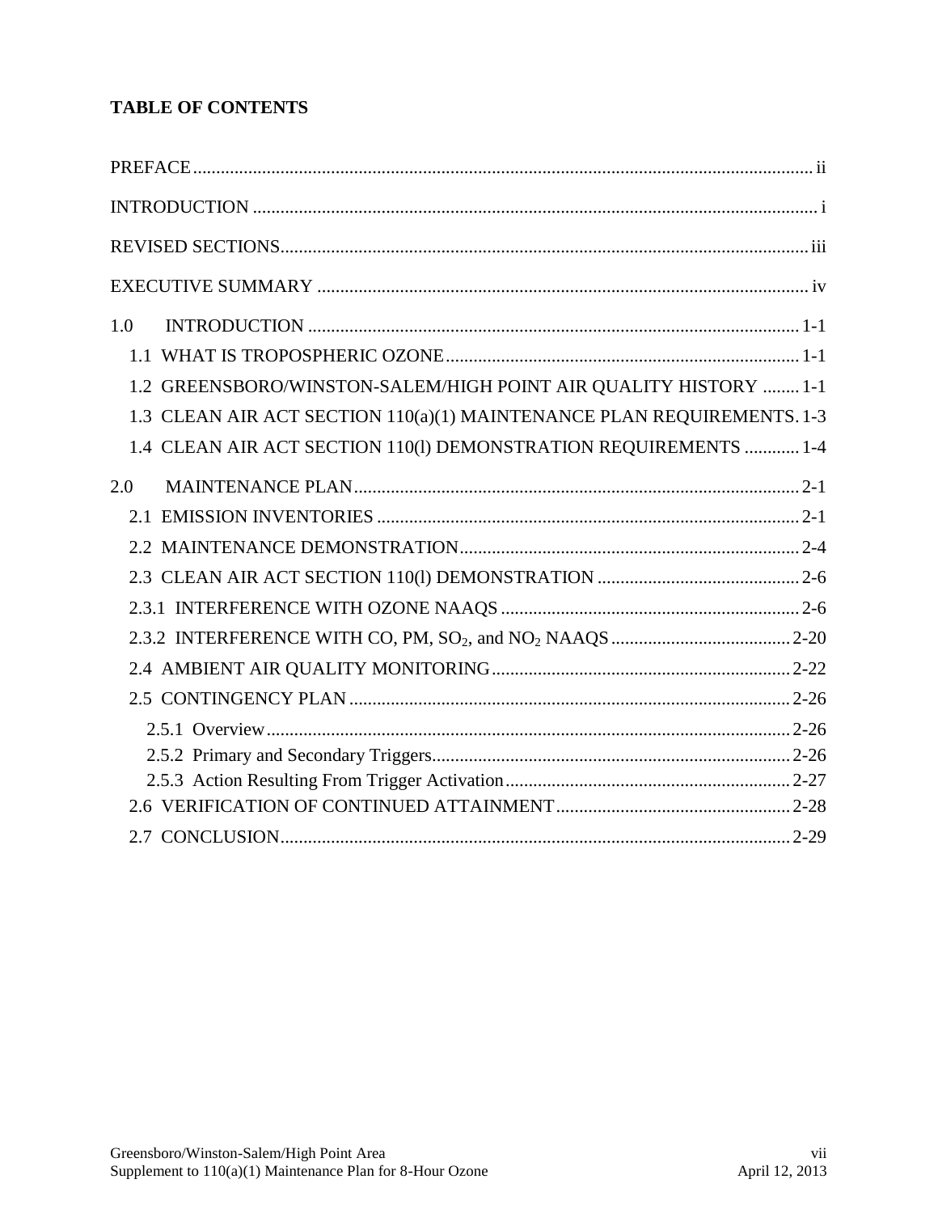## TABLE OF CONTENTS

PREFACE ..... ii

INTRODUCTION ..... i

REVISED SECTIONS ..... iii

EXECUTIVE SUMMARY ..... iv

1.0 INTRODUCTION ..... 1-1
- 1.1 WHAT IS TROPOSPHERIC OZONE ..... 1-1
- 1.2 GREENSBORO/WINSTON-SALEM/HIGH POINT AIR QUALITY HISTORY ..... 1-1
- 1.3 CLEAN AIR ACT SECTION 110(a)(1) MAINTENANCE PLAN REQUIREMENTS ..... 1-3
- 1.4 CLEAN AIR ACT SECTION 110(l) DEMONSTRATION REQUIREMENTS ..... 1-4

2.0 MAINTENANCE PLAN ..... 2-1
- 2.1 EMISSION INVENTORIES ..... 2-1
- 2.2 MAINTENANCE DEMONSTRATION ..... 2-4
- 2.3 CLEAN AIR ACT SECTION 110(l) DEMONSTRATION ..... 2-6
- 2.3.1 INTERFERENCE WITH OZONE NAAQS ..... 2-6
- 2.3.2 INTERFERENCE WITH CO, PM, $SO_2$, and $NO_2$ NAAQS ..... 2-20
- 2.4 AMBIENT AIR QUALITY MONITORING ..... 2-22
- 2.5 CONTINGENCY PLAN ..... 2-26
  - 2.5.1 Overview ..... 2-26
  - 2.5.2 Primary and Secondary Triggers ..... 2-26
  - 2.5.3 Action Resulting From Trigger Activation ..... 2-27
- 2.6 VERIFICATION OF CONTINUED ATTAINMENT ..... 2-28
- 2.7 CONCLUSION ..... 2-29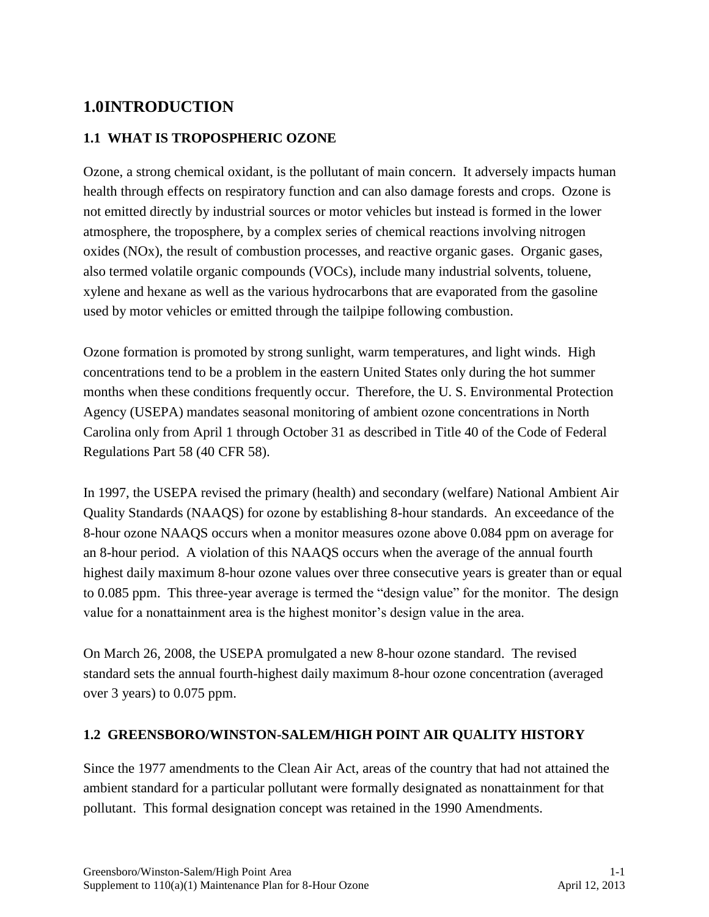# 1.0INTRODUCTION

## 1.1 WHAT IS TROPOSPHERIC OZONE

Ozone, a strong chemical oxidant, is the pollutant of main concern. It adversely impacts human health through effects on respiratory function and can also damage forests and crops. Ozone is not emitted directly by industrial sources or motor vehicles but instead is formed in the lower atmosphere, the troposphere, by a complex series of chemical reactions involving nitrogen oxides (NOx), the result of combustion processes, and reactive organic gases. Organic gases, also termed volatile organic compounds (VOCs), include many industrial solvents, toluene, xylene and hexane as well as the various hydrocarbons that are evaporated from the gasoline used by motor vehicles or emitted through the tailpipe following combustion.

Ozone formation is promoted by strong sunlight, warm temperatures, and light winds. High concentrations tend to be a problem in the eastern United States only during the hot summer months when these conditions frequently occur. Therefore, the U. S. Environmental Protection Agency (USEPA) mandates seasonal monitoring of ambient ozone concentrations in North Carolina only from April 1 through October 31 as described in Title 40 of the Code of Federal Regulations Part 58 (40 CFR 58).

In 1997, the USEPA revised the primary (health) and secondary (welfare) National Ambient Air Quality Standards (NAAQS) for ozone by establishing 8-hour standards. An exceedance of the 8-hour ozone NAAQS occurs when a monitor measures ozone above 0.084 ppm on average for an 8-hour period. A violation of this NAAQS occurs when the average of the annual fourth highest daily maximum 8-hour ozone values over three consecutive years is greater than or equal to 0.085 ppm. This three-year average is termed the "design value" for the monitor. The design value for a nonattainment area is the highest monitor's design value in the area.

On March 26, 2008, the USEPA promulgated a new 8-hour ozone standard. The revised standard sets the annual fourth-highest daily maximum 8-hour ozone concentration (averaged over 3 years) to 0.075 ppm.

## 1.2 GREENSBORO/WINSTON-SALEM/HIGH POINT AIR QUALITY HISTORY

Since the 1977 amendments to the Clean Air Act, areas of the country that had not attained the ambient standard for a particular pollutant were formally designated as nonattainment for that pollutant. This formal designation concept was retained in the 1990 Amendments.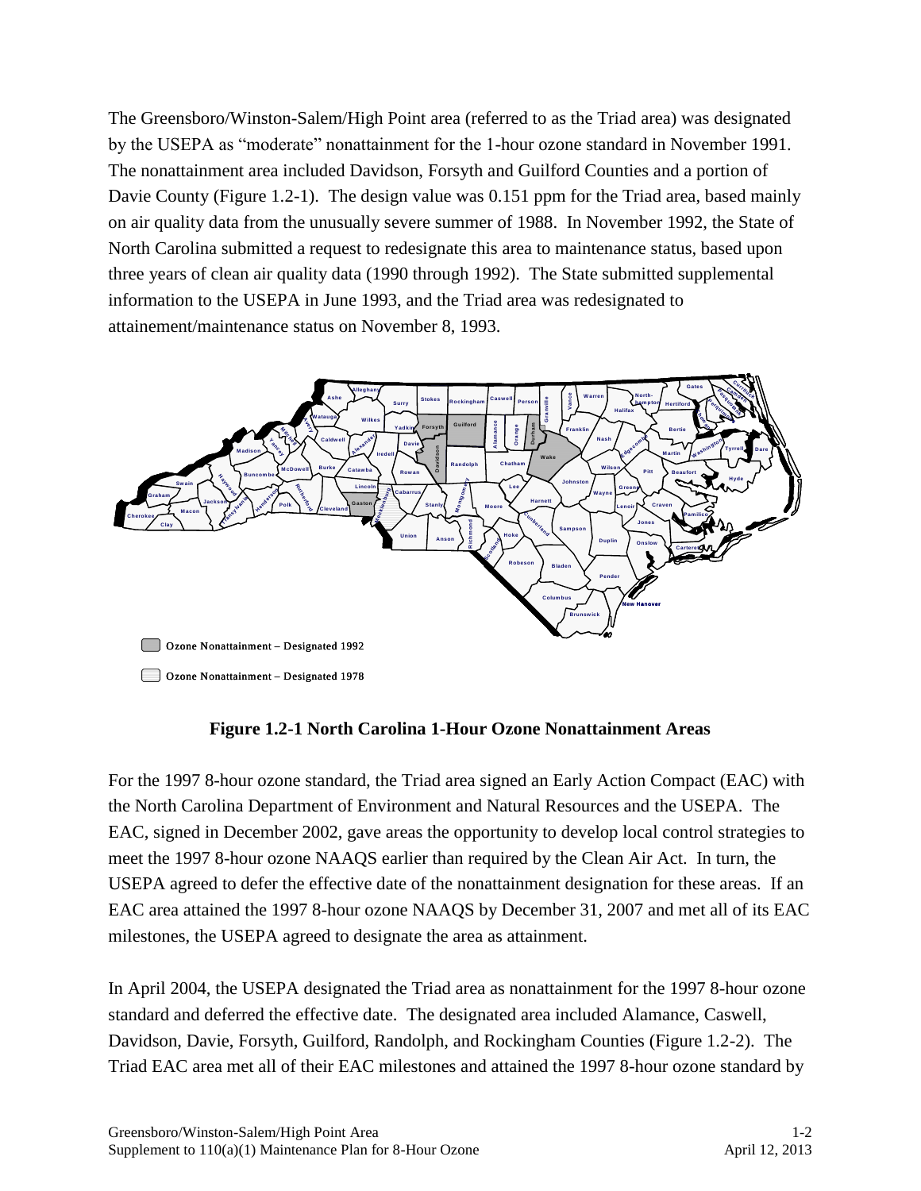The Greensboro/Winston-Salem/High Point area (referred to as the Triad area) was designated by the USEPA as "moderate" nonattainment for the 1-hour ozone standard in November 1991. The nonattainment area included Davidson, Forsyth and Guilford Counties and a portion of Davie County (Figure 1.2-1). The design value was 0.151 ppm for the Triad area, based mainly on air quality data from the unusually severe summer of 1988. In November 1992, the State of North Carolina submitted a request to redesignate this area to maintenance status, based upon three years of clean air quality data (1990 through 1992). The State submitted supplemental information to the USEPA in June 1993, and the Triad area was redesignated to attainement/maintenance status on November 8, 1993.

Ozone Nonattainment – Designated 1992

Ozone Nonattainment – Designated 1978

**Figure 1.2-1 North Carolina 1-Hour Ozone Nonattainment Areas**

For the 1997 8-hour ozone standard, the Triad area signed an Early Action Compact (EAC) with the North Carolina Department of Environment and Natural Resources and the USEPA. The EAC, signed in December 2002, gave areas the opportunity to develop local control strategies to meet the 1997 8-hour ozone NAAQS earlier than required by the Clean Air Act. In turn, the USEPA agreed to defer the effective date of the nonattainment designation for these areas. If an EAC area attained the 1997 8-hour ozone NAAQS by December 31, 2007 and met all of its EAC milestones, the USEPA agreed to designate the area as attainment.

In April 2004, the USEPA designated the Triad area as nonattainment for the 1997 8-hour ozone standard and deferred the effective date. The designated area included Alamance, Caswell, Davidson, Davie, Forsyth, Guilford, Randolph, and Rockingham Counties (Figure 1.2-2). The Triad EAC area met all of their EAC milestones and attained the 1997 8-hour ozone standard by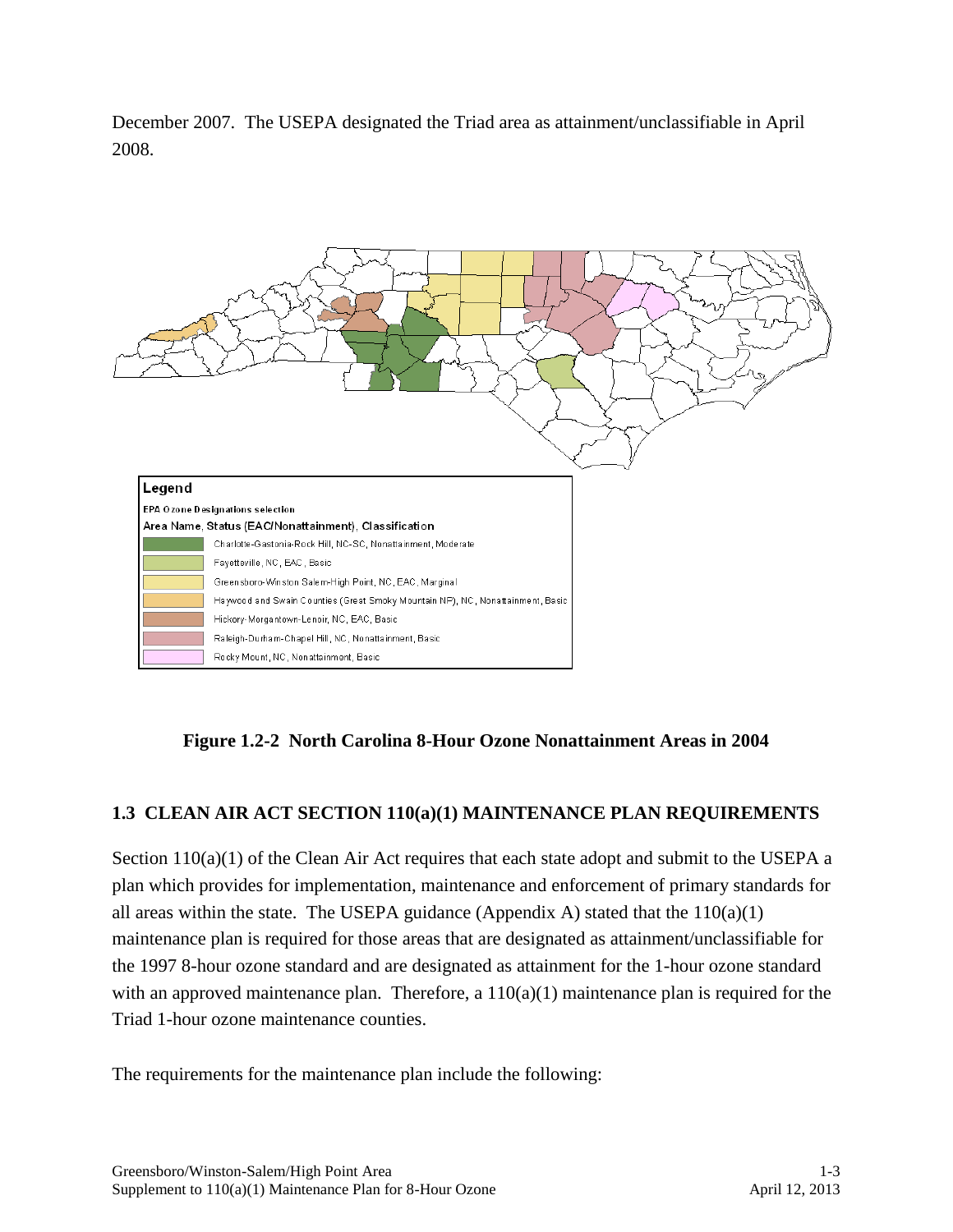December 2007. The USEPA designated the Triad area as attainment/unclassifiable in April 2008.

Legend

EPA Ozone Designations selection

Area Name, Status (EAC/Nonattainment), Classification

- Charlotte-Gastonia-Rock Hill, NC-SC, Nonattainment, Moderate
- Fayetteville, NC, EAC, Basic
- Greensboro-Winston Salem-High Point, NC, EAC, Marginal
- Haywood and Swain Counties (Great Smoky Mountain NP), NC, Nonattainment, Basic
- Hickory-Morgantown-Lenoir, NC, EAC, Basic
- Raleigh-Durham-Chapel Hill, NC, Nonattainment, Basic
- Rocky Mount, NC, Nonattainment, Basic

**Figure 1.2-2 North Carolina 8-Hour Ozone Nonattainment Areas in 2004**

## 1.3 CLEAN AIR ACT SECTION 110(a)(1) MAINTENANCE PLAN REQUIREMENTS

Section 110(a)(1) of the Clean Air Act requires that each state adopt and submit to the USEPA a plan which provides for implementation, maintenance and enforcement of primary standards for all areas within the state. The USEPA guidance (Appendix A) stated that the 110(a)(1) maintenance plan is required for those areas that are designated as attainment/unclassifiable for the 1997 8-hour ozone standard and are designated as attainment for the 1-hour ozone standard with an approved maintenance plan. Therefore, a 110(a)(1) maintenance plan is required for the Triad 1-hour ozone maintenance counties.

The requirements for the maintenance plan include the following: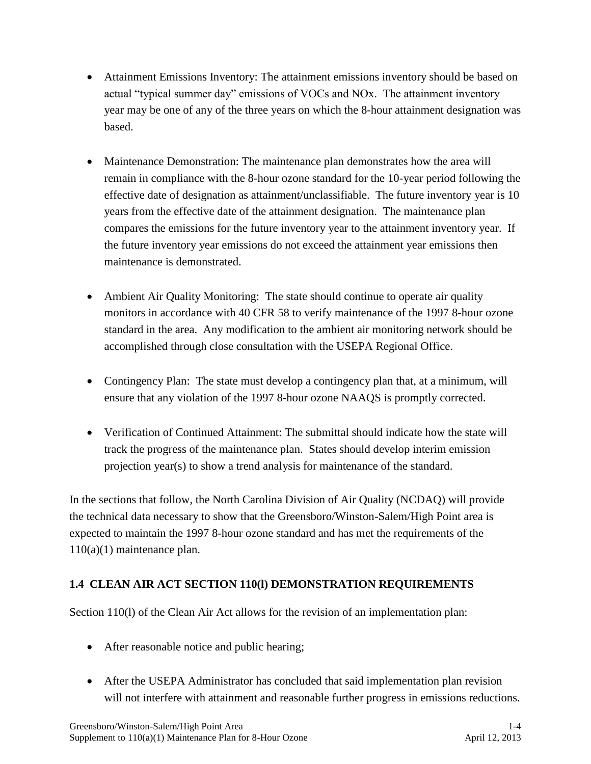- Attainment Emissions Inventory: The attainment emissions inventory should be based on actual "typical summer day" emissions of VOCs and NOx. The attainment inventory year may be one of any of the three years on which the 8-hour attainment designation was based.

- Maintenance Demonstration: The maintenance plan demonstrates how the area will remain in compliance with the 8-hour ozone standard for the 10-year period following the effective date of designation as attainment/unclassifiable. The future inventory year is 10 years from the effective date of the attainment designation. The maintenance plan compares the emissions for the future inventory year to the attainment inventory year. If the future inventory year emissions do not exceed the attainment year emissions then maintenance is demonstrated.

- Ambient Air Quality Monitoring: The state should continue to operate air quality monitors in accordance with 40 CFR 58 to verify maintenance of the 1997 8-hour ozone standard in the area. Any modification to the ambient air monitoring network should be accomplished through close consultation with the USEPA Regional Office.

- Contingency Plan: The state must develop a contingency plan that, at a minimum, will ensure that any violation of the 1997 8-hour ozone NAAQS is promptly corrected.

- Verification of Continued Attainment: The submittal should indicate how the state will track the progress of the maintenance plan. States should develop interim emission projection year(s) to show a trend analysis for maintenance of the standard.

In the sections that follow, the North Carolina Division of Air Quality (NCDAQ) will provide the technical data necessary to show that the Greensboro/Winston-Salem/High Point area is expected to maintain the 1997 8-hour ozone standard and has met the requirements of the 110(a)(1) maintenance plan.

### 1.4 CLEAN AIR ACT SECTION 110(l) DEMONSTRATION REQUIREMENTS

Section 110(l) of the Clean Air Act allows for the revision of an implementation plan:

- After reasonable notice and public hearing;

- After the USEPA Administrator has concluded that said implementation plan revision will not interfere with attainment and reasonable further progress in emissions reductions.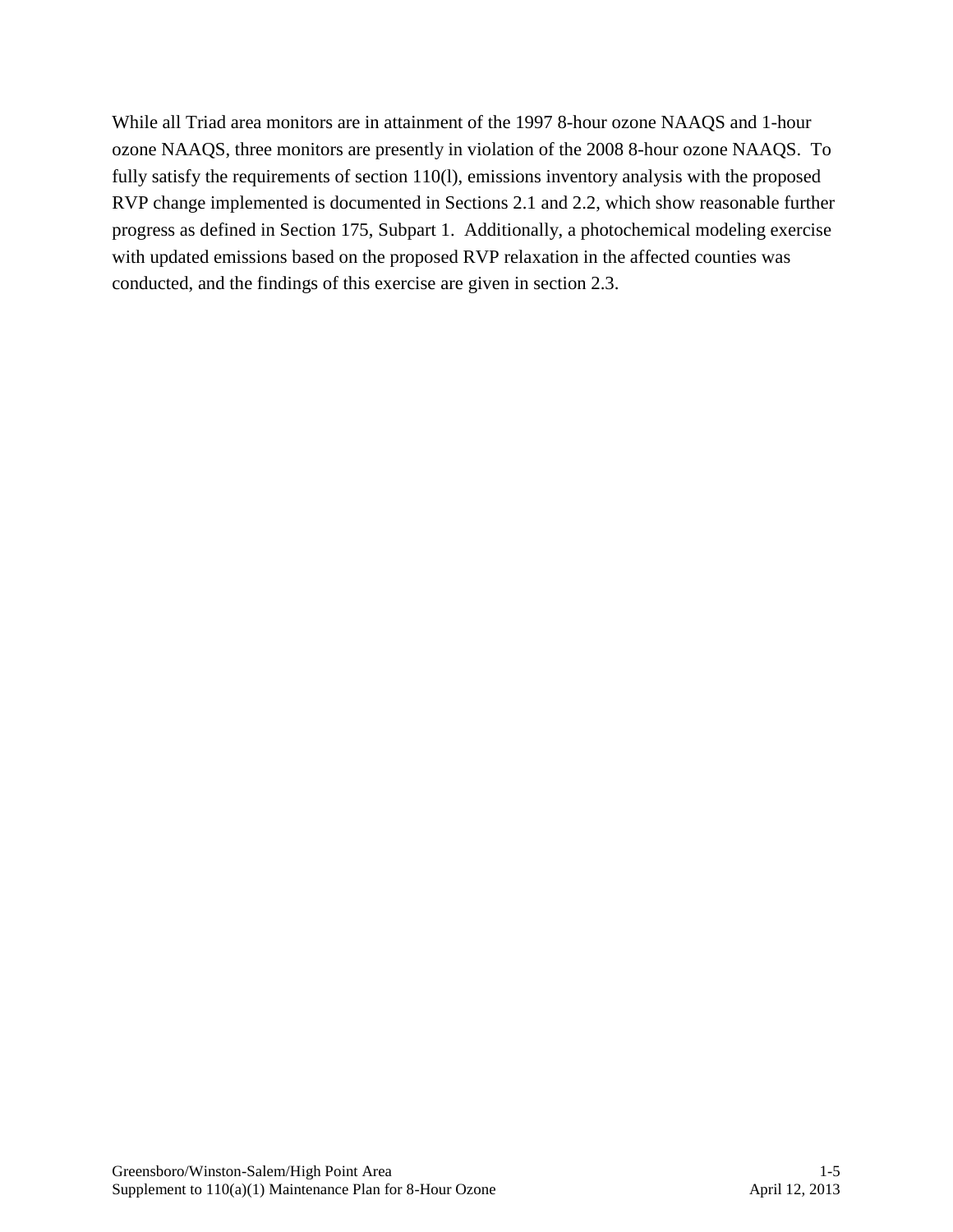While all Triad area monitors are in attainment of the 1997 8-hour ozone NAAQS and 1-hour ozone NAAQS, three monitors are presently in violation of the 2008 8-hour ozone NAAQS. To fully satisfy the requirements of section 110(l), emissions inventory analysis with the proposed RVP change implemented is documented in Sections 2.1 and 2.2, which show reasonable further progress as defined in Section 175, Subpart 1. Additionally, a photochemical modeling exercise with updated emissions based on the proposed RVP relaxation in the affected counties was conducted, and the findings of this exercise are given in section 2.3.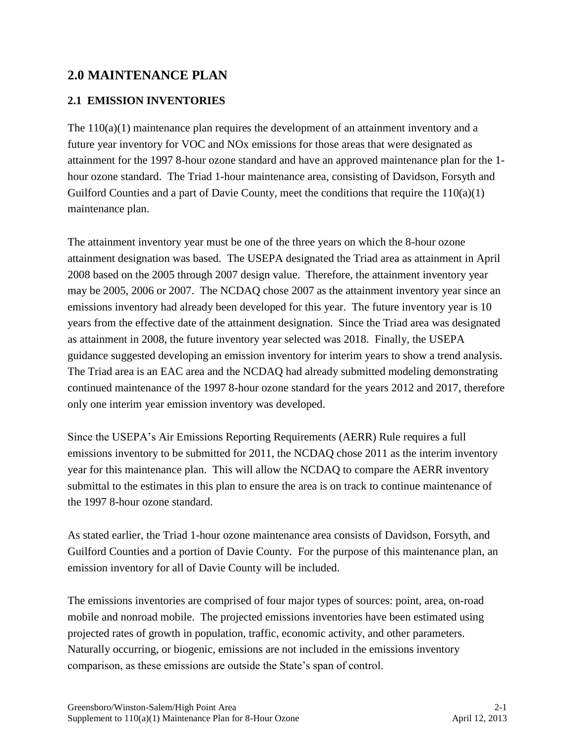# 2.0 MAINTENANCE PLAN

## 2.1 EMISSION INVENTORIES

The 110(a)(1) maintenance plan requires the development of an attainment inventory and a future year inventory for VOC and NOx emissions for those areas that were designated as attainment for the 1997 8-hour ozone standard and have an approved maintenance plan for the 1-hour ozone standard. The Triad 1-hour maintenance area, consisting of Davidson, Forsyth and Guilford Counties and a part of Davie County, meet the conditions that require the 110(a)(1) maintenance plan.

The attainment inventory year must be one of the three years on which the 8-hour ozone attainment designation was based. The USEPA designated the Triad area as attainment in April 2008 based on the 2005 through 2007 design value. Therefore, the attainment inventory year may be 2005, 2006 or 2007. The NCDAQ chose 2007 as the attainment inventory year since an emissions inventory had already been developed for this year. The future inventory year is 10 years from the effective date of the attainment designation. Since the Triad area was designated as attainment in 2008, the future inventory year selected was 2018. Finally, the USEPA guidance suggested developing an emission inventory for interim years to show a trend analysis. The Triad area is an EAC area and the NCDAQ had already submitted modeling demonstrating continued maintenance of the 1997 8-hour ozone standard for the years 2012 and 2017, therefore only one interim year emission inventory was developed.

Since the USEPA's Air Emissions Reporting Requirements (AERR) Rule requires a full emissions inventory to be submitted for 2011, the NCDAQ chose 2011 as the interim inventory year for this maintenance plan. This will allow the NCDAQ to compare the AERR inventory submittal to the estimates in this plan to ensure the area is on track to continue maintenance of the 1997 8-hour ozone standard.

As stated earlier, the Triad 1-hour ozone maintenance area consists of Davidson, Forsyth, and Guilford Counties and a portion of Davie County. For the purpose of this maintenance plan, an emission inventory for all of Davie County will be included.

The emissions inventories are comprised of four major types of sources: point, area, on-road mobile and nonroad mobile. The projected emissions inventories have been estimated using projected rates of growth in population, traffic, economic activity, and other parameters. Naturally occurring, or biogenic, emissions are not included in the emissions inventory comparison, as these emissions are outside the State's span of control.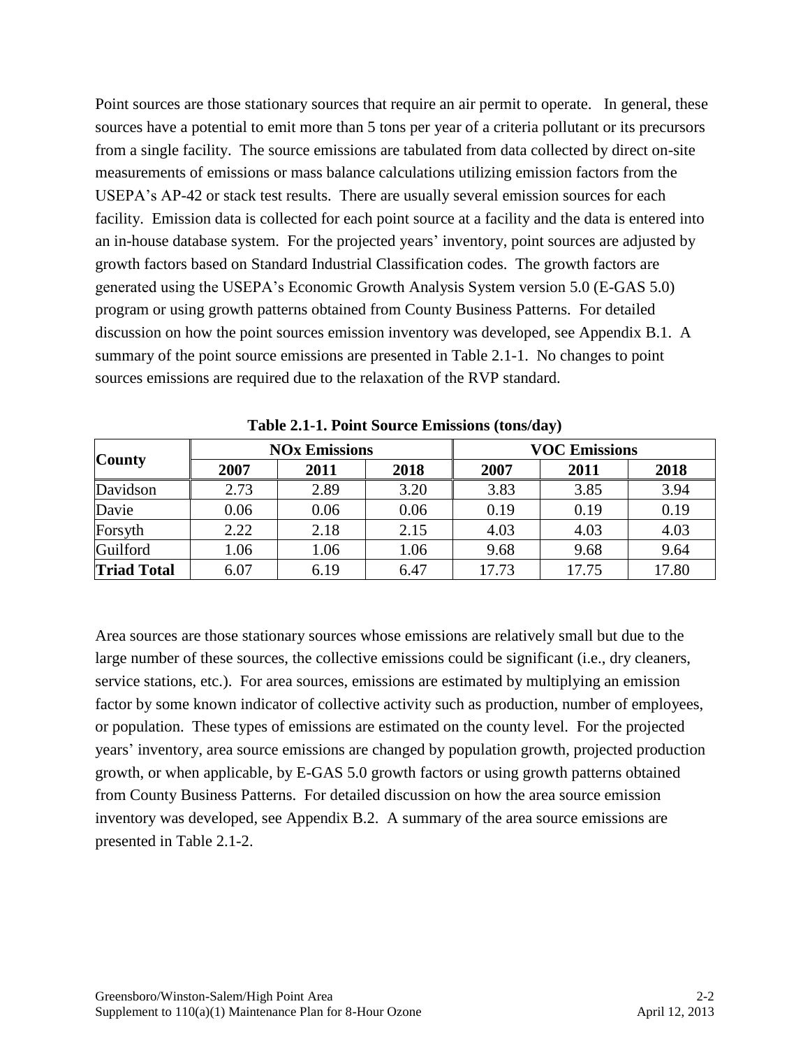Point sources are those stationary sources that require an air permit to operate. In general, these sources have a potential to emit more than 5 tons per year of a criteria pollutant or its precursors from a single facility. The source emissions are tabulated from data collected by direct on-site measurements of emissions or mass balance calculations utilizing emission factors from the USEPA's AP-42 or stack test results. There are usually several emission sources for each facility. Emission data is collected for each point source at a facility and the data is entered into an in-house database system. For the projected years' inventory, point sources are adjusted by growth factors based on Standard Industrial Classification codes. The growth factors are generated using the USEPA's Economic Growth Analysis System version 5.0 (E-GAS 5.0) program or using growth patterns obtained from County Business Patterns. For detailed discussion on how the point sources emission inventory was developed, see Appendix B.1. A summary of the point source emissions are presented in Table 2.1-1. No changes to point sources emissions are required due to the relaxation of the RVP standard.

**Table 2.1-1. Point Source Emissions (tons/day)**

| County | NOx Emissions | | | VOC Emissions | | |
|---|---|---|---|---|---|---|
| | 2007 | 2011 | 2018 | 2007 | 2011 | 2018 |
| Davidson | 2.73 | 2.89 | 3.20 | 3.83 | 3.85 | 3.94 |
| Davie | 0.06 | 0.06 | 0.06 | 0.19 | 0.19 | 0.19 |
| Forsyth | 2.22 | 2.18 | 2.15 | 4.03 | 4.03 | 4.03 |
| Guilford | 1.06 | 1.06 | 1.06 | 9.68 | 9.68 | 9.64 |
| **Triad Total** | 6.07 | 6.19 | 6.47 | 17.73 | 17.75 | 17.80 |

Area sources are those stationary sources whose emissions are relatively small but due to the large number of these sources, the collective emissions could be significant (i.e., dry cleaners, service stations, etc.). For area sources, emissions are estimated by multiplying an emission factor by some known indicator of collective activity such as production, number of employees, or population. These types of emissions are estimated on the county level. For the projected years' inventory, area source emissions are changed by population growth, projected production growth, or when applicable, by E-GAS 5.0 growth factors or using growth patterns obtained from County Business Patterns. For detailed discussion on how the area source emission inventory was developed, see Appendix B.2. A summary of the area source emissions are presented in Table 2.1-2.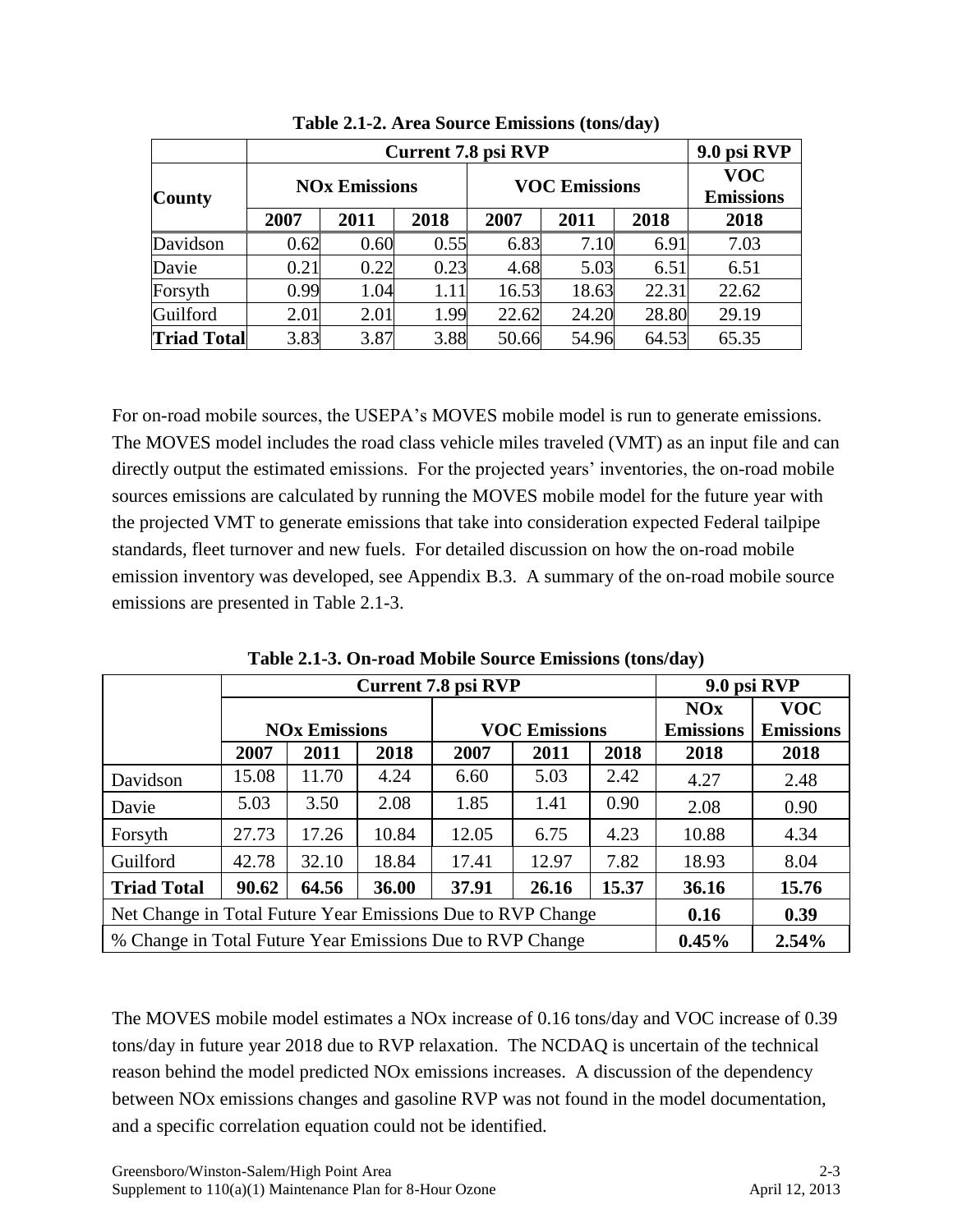**Table 2.1-2. Area Source Emissions (tons/day)**

| County | Current 7.8 psi RVP | | | | | | 9.0 psi RVP |
|---|---|---|---|---|---|---|---|
| | NOx Emissions | | | VOC Emissions | | | VOC Emissions |
| | 2007 | 2011 | 2018 | 2007 | 2011 | 2018 | 2018 |
| Davidson | 0.62 | 0.60 | 0.55 | 6.83 | 7.10 | 6.91 | 7.03 |
| Davie | 0.21 | 0.22 | 0.23 | 4.68 | 5.03 | 6.51 | 6.51 |
| Forsyth | 0.99 | 1.04 | 1.11 | 16.53 | 18.63 | 22.31 | 22.62 |
| Guilford | 2.01 | 2.01 | 1.99 | 22.62 | 24.20 | 28.80 | 29.19 |
| **Triad Total** | 3.83 | 3.87 | 3.88 | 50.66 | 54.96 | 64.53 | 65.35 |

For on-road mobile sources, the USEPA's MOVES mobile model is run to generate emissions. The MOVES model includes the road class vehicle miles traveled (VMT) as an input file and can directly output the estimated emissions. For the projected years' inventories, the on-road mobile sources emissions are calculated by running the MOVES mobile model for the future year with the projected VMT to generate emissions that take into consideration expected Federal tailpipe standards, fleet turnover and new fuels. For detailed discussion on how the on-road mobile emission inventory was developed, see Appendix B.3. A summary of the on-road mobile source emissions are presented in Table 2.1-3.

**Table 2.1-3. On-road Mobile Source Emissions (tons/day)**

| | Current 7.8 psi RVP | | | | | | 9.0 psi RVP | |
|---|---|---|---|---|---|---|---|---|
| | NOx Emissions | | | VOC Emissions | | | NOx Emissions | VOC Emissions |
| | 2007 | 2011 | 2018 | 2007 | 2011 | 2018 | 2018 | 2018 |
| Davidson | 15.08 | 11.70 | 4.24 | 6.60 | 5.03 | 2.42 | 4.27 | 2.48 |
| Davie | 5.03 | 3.50 | 2.08 | 1.85 | 1.41 | 0.90 | 2.08 | 0.90 |
| Forsyth | 27.73 | 17.26 | 10.84 | 12.05 | 6.75 | 4.23 | 10.88 | 4.34 |
| Guilford | 42.78 | 32.10 | 18.84 | 17.41 | 12.97 | 7.82 | 18.93 | 8.04 |
| **Triad Total** | **90.62** | **64.56** | **36.00** | **37.91** | **26.16** | **15.37** | **36.16** | **15.76** |
| Net Change in Total Future Year Emissions Due to RVP Change | | | | | | | **0.16** | **0.39** |
| % Change in Total Future Year Emissions Due to RVP Change | | | | | | | **0.45%** | **2.54%** |

The MOVES mobile model estimates a NOx increase of 0.16 tons/day and VOC increase of 0.39 tons/day in future year 2018 due to RVP relaxation. The NCDAQ is uncertain of the technical reason behind the model predicted NOx emissions increases. A discussion of the dependency between NOx emissions changes and gasoline RVP was not found in the model documentation, and a specific correlation equation could not be identified.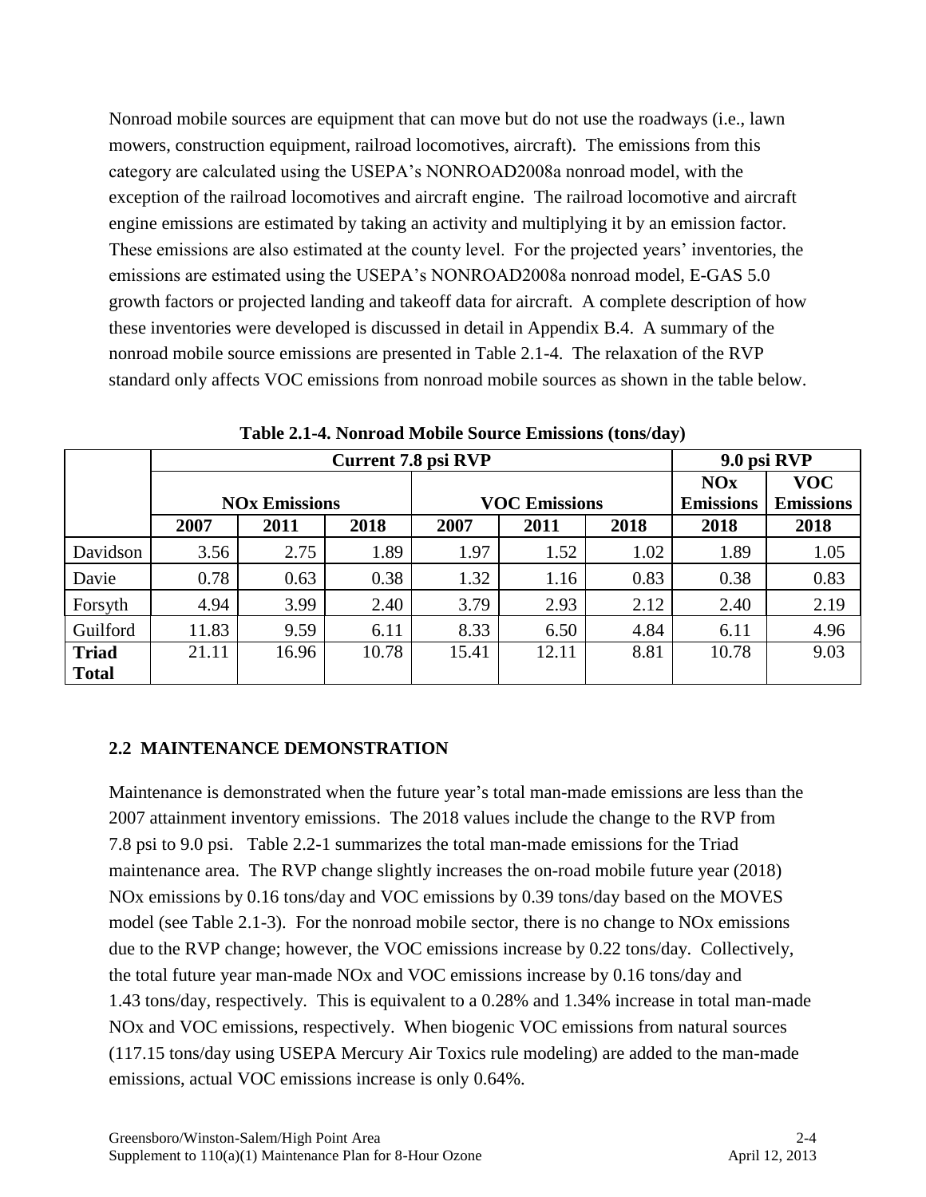Nonroad mobile sources are equipment that can move but do not use the roadways (i.e., lawn mowers, construction equipment, railroad locomotives, aircraft). The emissions from this category are calculated using the USEPA's NONROAD2008a nonroad model, with the exception of the railroad locomotives and aircraft engine. The railroad locomotive and aircraft engine emissions are estimated by taking an activity and multiplying it by an emission factor. These emissions are also estimated at the county level. For the projected years' inventories, the emissions are estimated using the USEPA's NONROAD2008a nonroad model, E-GAS 5.0 growth factors or projected landing and takeoff data for aircraft. A complete description of how these inventories were developed is discussed in detail in Appendix B.4. A summary of the nonroad mobile source emissions are presented in Table 2.1-4. The relaxation of the RVP standard only affects VOC emissions from nonroad mobile sources as shown in the table below.

**Table 2.1-4. Nonroad Mobile Source Emissions (tons/day)**

| | Current 7.8 psi RVP | | | | | | 9.0 psi RVP | |
|---|---|---|---|---|---|---|---|---|
| | NOx Emissions | | | VOC Emissions | | | NOx Emissions | VOC Emissions |
| | 2007 | 2011 | 2018 | 2007 | 2011 | 2018 | 2018 | 2018 |
| Davidson | 3.56 | 2.75 | 1.89 | 1.97 | 1.52 | 1.02 | 1.89 | 1.05 |
| Davie | 0.78 | 0.63 | 0.38 | 1.32 | 1.16 | 0.83 | 0.38 | 0.83 |
| Forsyth | 4.94 | 3.99 | 2.40 | 3.79 | 2.93 | 2.12 | 2.40 | 2.19 |
| Guilford | 11.83 | 9.59 | 6.11 | 8.33 | 6.50 | 4.84 | 6.11 | 4.96 |
| **Triad Total** | 21.11 | 16.96 | 10.78 | 15.41 | 12.11 | 8.81 | 10.78 | 9.03 |

## 2.2 MAINTENANCE DEMONSTRATION

Maintenance is demonstrated when the future year's total man-made emissions are less than the 2007 attainment inventory emissions. The 2018 values include the change to the RVP from 7.8 psi to 9.0 psi. Table 2.2-1 summarizes the total man-made emissions for the Triad maintenance area. The RVP change slightly increases the on-road mobile future year (2018) NOx emissions by 0.16 tons/day and VOC emissions by 0.39 tons/day based on the MOVES model (see Table 2.1-3). For the nonroad mobile sector, there is no change to NOx emissions due to the RVP change; however, the VOC emissions increase by 0.22 tons/day. Collectively, the total future year man-made NOx and VOC emissions increase by 0.16 tons/day and 1.43 tons/day, respectively. This is equivalent to a 0.28% and 1.34% increase in total man-made NOx and VOC emissions, respectively. When biogenic VOC emissions from natural sources (117.15 tons/day using USEPA Mercury Air Toxics rule modeling) are added to the man-made emissions, actual VOC emissions increase is only 0.64%.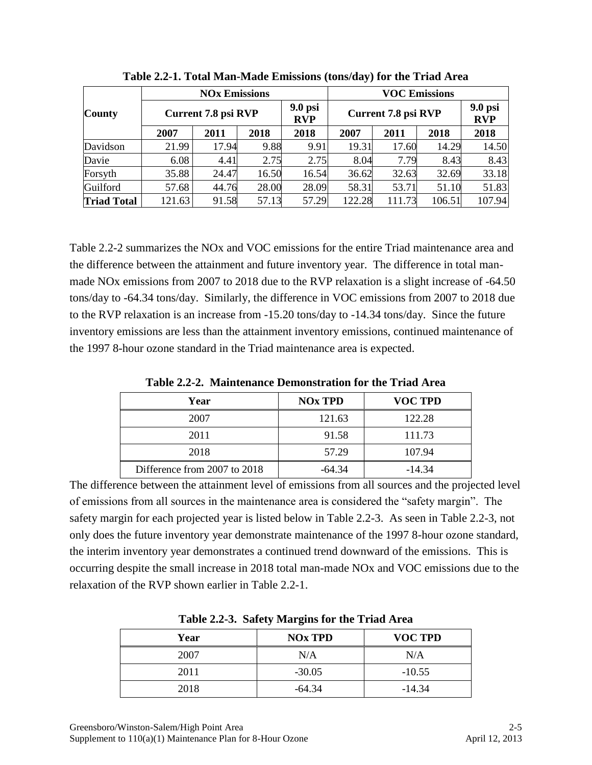**Table 2.2-1. Total Man-Made Emissions (tons/day) for the Triad Area**

| County | NOx Emissions | | | | VOC Emissions | | | |
|---|---|---|---|---|---|---|---|---|
| | Current 7.8 psi RVP | | | 9.0 psi RVP | Current 7.8 psi RVP | | | 9.0 psi RVP |
| | 2007 | 2011 | 2018 | 2018 | 2007 | 2011 | 2018 | 2018 |
| Davidson | 21.99 | 17.94 | 9.88 | 9.91 | 19.31 | 17.60 | 14.29 | 14.50 |
| Davie | 6.08 | 4.41 | 2.75 | 2.75 | 8.04 | 7.79 | 8.43 | 8.43 |
| Forsyth | 35.88 | 24.47 | 16.50 | 16.54 | 36.62 | 32.63 | 32.69 | 33.18 |
| Guilford | 57.68 | 44.76 | 28.00 | 28.09 | 58.31 | 53.71 | 51.10 | 51.83 |
| **Triad Total** | 121.63 | 91.58 | 57.13 | 57.29 | 122.28 | 111.73 | 106.51 | 107.94 |

Table 2.2-2 summarizes the NOx and VOC emissions for the entire Triad maintenance area and the difference between the attainment and future inventory year. The difference in total man-made NOx emissions from 2007 to 2018 due to the RVP relaxation is a slight increase of -64.50 tons/day to -64.34 tons/day. Similarly, the difference in VOC emissions from 2007 to 2018 due to the RVP relaxation is an increase from -15.20 tons/day to -14.34 tons/day. Since the future inventory emissions are less than the attainment inventory emissions, continued maintenance of the 1997 8-hour ozone standard in the Triad maintenance area is expected.

**Table 2.2-2. Maintenance Demonstration for the Triad Area**

| Year | NOx TPD | VOC TPD |
|---|---|---|
| 2007 | 121.63 | 122.28 |
| 2011 | 91.58 | 111.73 |
| 2018 | 57.29 | 107.94 |
| Difference from 2007 to 2018 | -64.34 | -14.34 |

The difference between the attainment level of emissions from all sources and the projected level of emissions from all sources in the maintenance area is considered the "safety margin". The safety margin for each projected year is listed below in Table 2.2-3. As seen in Table 2.2-3, not only does the future inventory year demonstrate maintenance of the 1997 8-hour ozone standard, the interim inventory year demonstrates a continued trend downward of the emissions. This is occurring despite the small increase in 2018 total man-made NOx and VOC emissions due to the relaxation of the RVP shown earlier in Table 2.2-1.

**Table 2.2-3. Safety Margins for the Triad Area**

| Year | NOx TPD | VOC TPD |
|---|---|---|
| 2007 | N/A | N/A |
| 2011 | -30.05 | -10.55 |
| 2018 | -64.34 | -14.34 |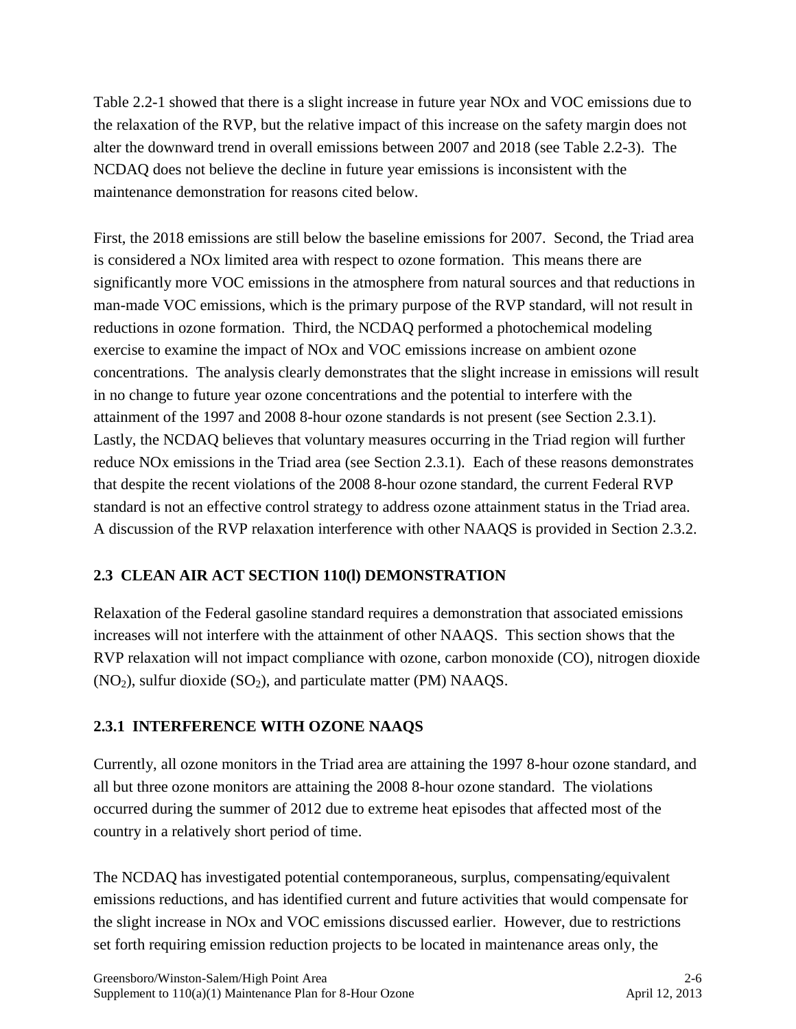Table 2.2-1 showed that there is a slight increase in future year NOx and VOC emissions due to the relaxation of the RVP, but the relative impact of this increase on the safety margin does not alter the downward trend in overall emissions between 2007 and 2018 (see Table 2.2-3). The NCDAQ does not believe the decline in future year emissions is inconsistent with the maintenance demonstration for reasons cited below.

First, the 2018 emissions are still below the baseline emissions for 2007. Second, the Triad area is considered a NOx limited area with respect to ozone formation. This means there are significantly more VOC emissions in the atmosphere from natural sources and that reductions in man-made VOC emissions, which is the primary purpose of the RVP standard, will not result in reductions in ozone formation. Third, the NCDAQ performed a photochemical modeling exercise to examine the impact of NOx and VOC emissions increase on ambient ozone concentrations. The analysis clearly demonstrates that the slight increase in emissions will result in no change to future year ozone concentrations and the potential to interfere with the attainment of the 1997 and 2008 8-hour ozone standards is not present (see Section 2.3.1). Lastly, the NCDAQ believes that voluntary measures occurring in the Triad region will further reduce NOx emissions in the Triad area (see Section 2.3.1). Each of these reasons demonstrates that despite the recent violations of the 2008 8-hour ozone standard, the current Federal RVP standard is not an effective control strategy to address ozone attainment status in the Triad area. A discussion of the RVP relaxation interference with other NAAQS is provided in Section 2.3.2.

## 2.3 CLEAN AIR ACT SECTION 110(l) DEMONSTRATION

Relaxation of the Federal gasoline standard requires a demonstration that associated emissions increases will not interfere with the attainment of other NAAQS. This section shows that the RVP relaxation will not impact compliance with ozone, carbon monoxide (CO), nitrogen dioxide ($NO_2$), sulfur dioxide ($SO_2$), and particulate matter (PM) NAAQS.

### 2.3.1 INTERFERENCE WITH OZONE NAAQS

Currently, all ozone monitors in the Triad area are attaining the 1997 8-hour ozone standard, and all but three ozone monitors are attaining the 2008 8-hour ozone standard. The violations occurred during the summer of 2012 due to extreme heat episodes that affected most of the country in a relatively short period of time.

The NCDAQ has investigated potential contemporaneous, surplus, compensating/equivalent emissions reductions, and has identified current and future activities that would compensate for the slight increase in NOx and VOC emissions discussed earlier. However, due to restrictions set forth requiring emission reduction projects to be located in maintenance areas only, the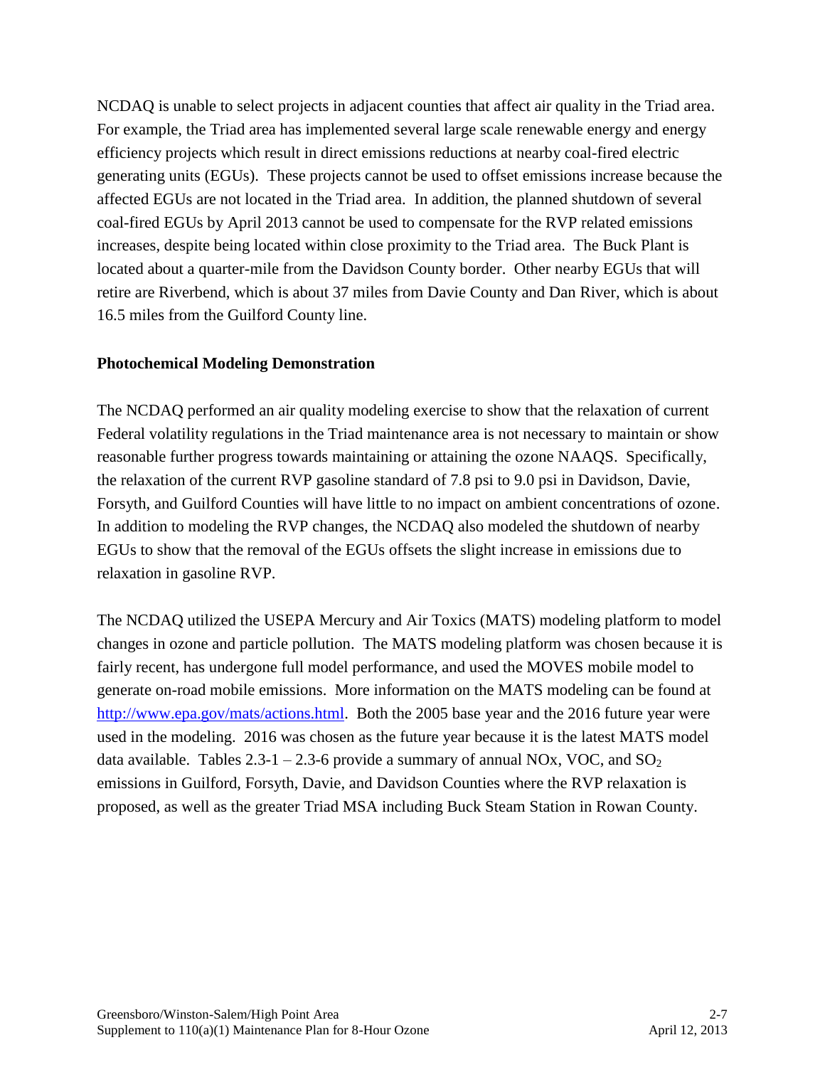NCDAQ is unable to select projects in adjacent counties that affect air quality in the Triad area. For example, the Triad area has implemented several large scale renewable energy and energy efficiency projects which result in direct emissions reductions at nearby coal-fired electric generating units (EGUs). These projects cannot be used to offset emissions increase because the affected EGUs are not located in the Triad area. In addition, the planned shutdown of several coal-fired EGUs by April 2013 cannot be used to compensate for the RVP related emissions increases, despite being located within close proximity to the Triad area. The Buck Plant is located about a quarter-mile from the Davidson County border. Other nearby EGUs that will retire are Riverbend, which is about 37 miles from Davie County and Dan River, which is about 16.5 miles from the Guilford County line.

**Photochemical Modeling Demonstration**

The NCDAQ performed an air quality modeling exercise to show that the relaxation of current Federal volatility regulations in the Triad maintenance area is not necessary to maintain or show reasonable further progress towards maintaining or attaining the ozone NAAQS. Specifically, the relaxation of the current RVP gasoline standard of 7.8 psi to 9.0 psi in Davidson, Davie, Forsyth, and Guilford Counties will have little to no impact on ambient concentrations of ozone. In addition to modeling the RVP changes, the NCDAQ also modeled the shutdown of nearby EGUs to show that the removal of the EGUs offsets the slight increase in emissions due to relaxation in gasoline RVP.

The NCDAQ utilized the USEPA Mercury and Air Toxics (MATS) modeling platform to model changes in ozone and particle pollution. The MATS modeling platform was chosen because it is fairly recent, has undergone full model performance, and used the MOVES mobile model to generate on-road mobile emissions. More information on the MATS modeling can be found at http://www.epa.gov/mats/actions.html. Both the 2005 base year and the 2016 future year were used in the modeling. 2016 was chosen as the future year because it is the latest MATS model data available. Tables 2.3-1 – 2.3-6 provide a summary of annual NOx, VOC, and $SO_2$ emissions in Guilford, Forsyth, Davie, and Davidson Counties where the RVP relaxation is proposed, as well as the greater Triad MSA including Buck Steam Station in Rowan County.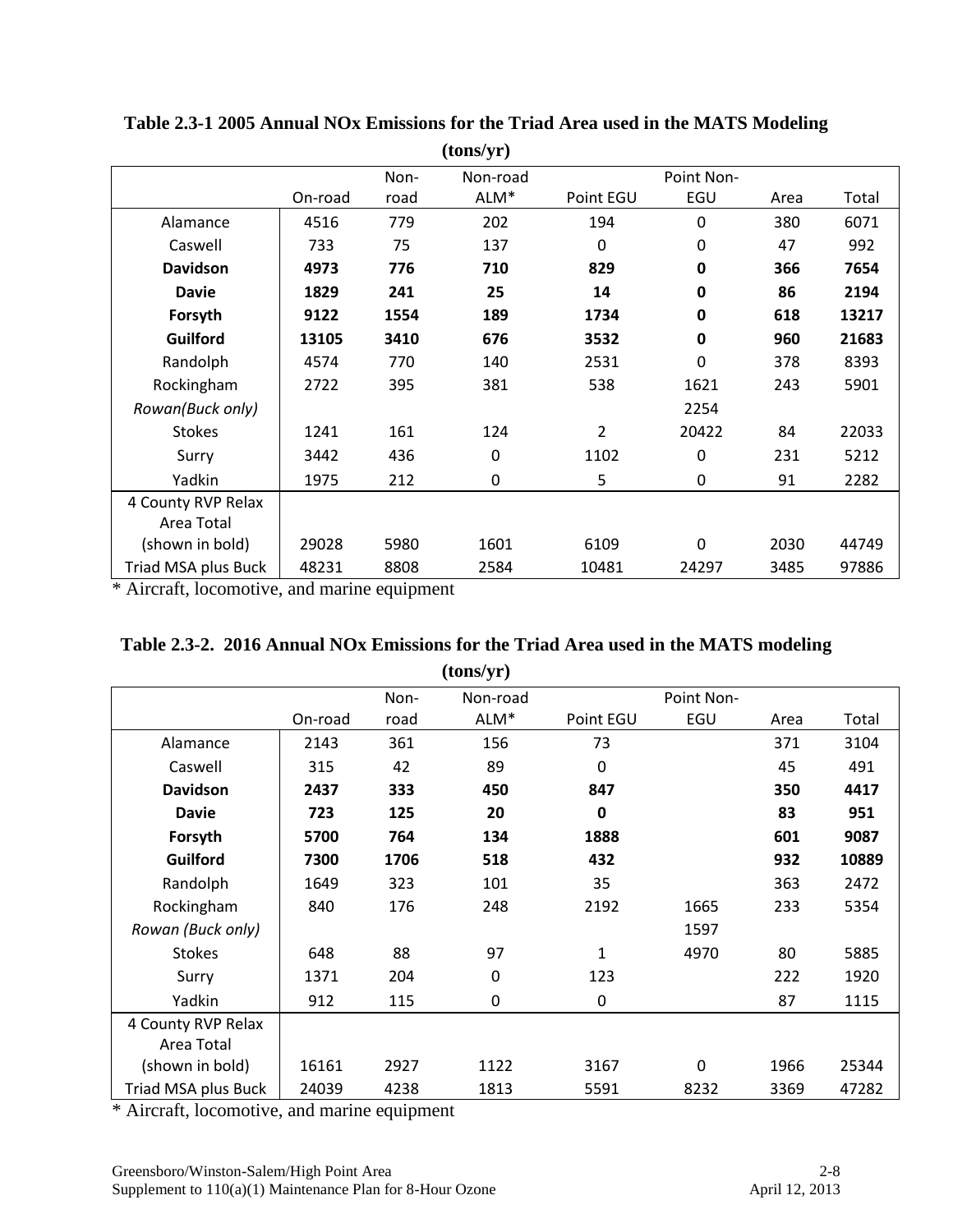**Table 2.3-1 2005 Annual NOx Emissions for the Triad Area used in the MATS Modeling (tons/yr)**

| | On-road | Non-road | Non-road ALM* | Point EGU | Point Non-EGU | Area | Total |
|---|---|---|---|---|---|---|---|
| Alamance | 4516 | 779 | 202 | 194 | 0 | 380 | 6071 |
| Caswell | 733 | 75 | 137 | 0 | 0 | 47 | 992 |
| **Davidson** | **4973** | **776** | **710** | **829** | **0** | **366** | **7654** |
| **Davie** | **1829** | **241** | **25** | **14** | **0** | **86** | **2194** |
| **Forsyth** | **9122** | **1554** | **189** | **1734** | **0** | **618** | **13217** |
| **Guilford** | **13105** | **3410** | **676** | **3532** | **0** | **960** | **21683** |
| Randolph | 4574 | 770 | 140 | 2531 | 0 | 378 | 8393 |
| Rockingham | 2722 | 395 | 381 | 538 | 1621 | 243 | 5901 |
| *Rowan(Buck only)* | | | | | 2254 | | |
| Stokes | 1241 | 161 | 124 | 2 | 20422 | 84 | 22033 |
| Surry | 3442 | 436 | 0 | 1102 | 0 | 231 | 5212 |
| Yadkin | 1975 | 212 | 0 | 5 | 0 | 91 | 2282 |
| 4 County RVP Relax Area Total (shown in bold) | 29028 | 5980 | 1601 | 6109 | 0 | 2030 | 44749 |
| Triad MSA plus Buck | 48231 | 8808 | 2584 | 10481 | 24297 | 3485 | 97886 |

\* Aircraft, locomotive, and marine equipment

**Table 2.3-2. 2016 Annual NOx Emissions for the Triad Area used in the MATS modeling (tons/yr)**

| | On-road | Non-road | Non-road ALM* | Point EGU | Point Non-EGU | Area | Total |
|---|---|---|---|---|---|---|---|
| Alamance | 2143 | 361 | 156 | 73 | | 371 | 3104 |
| Caswell | 315 | 42 | 89 | 0 | | 45 | 491 |
| **Davidson** | **2437** | **333** | **450** | **847** | | **350** | **4417** |
| **Davie** | **723** | **125** | **20** | **0** | | **83** | **951** |
| **Forsyth** | **5700** | **764** | **134** | **1888** | | **601** | **9087** |
| **Guilford** | **7300** | **1706** | **518** | **432** | | **932** | **10889** |
| Randolph | 1649 | 323 | 101 | 35 | | 363 | 2472 |
| Rockingham | 840 | 176 | 248 | 2192 | 1665 | 233 | 5354 |
| *Rowan (Buck only)* | | | | | 1597 | | |
| Stokes | 648 | 88 | 97 | 1 | 4970 | 80 | 5885 |
| Surry | 1371 | 204 | 0 | 123 | | 222 | 1920 |
| Yadkin | 912 | 115 | 0 | 0 | | 87 | 1115 |
| 4 County RVP Relax Area Total (shown in bold) | 16161 | 2927 | 1122 | 3167 | 0 | 1966 | 25344 |
| Triad MSA plus Buck | 24039 | 4238 | 1813 | 5591 | 8232 | 3369 | 47282 |

\* Aircraft, locomotive, and marine equipment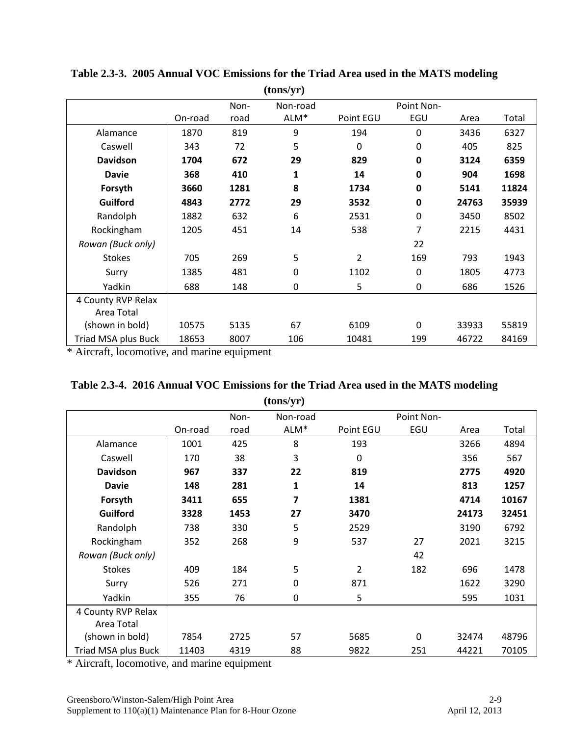**Table 2.3-3. 2005 Annual VOC Emissions for the Triad Area used in the MATS modeling (tons/yr)**

| | On-road | Non-road | Non-road ALM* | Point EGU | Point Non-EGU | Area | Total |
|---|---|---|---|---|---|---|---|
| Alamance | 1870 | 819 | 9 | 194 | 0 | 3436 | 6327 |
| Caswell | 343 | 72 | 5 | 0 | 0 | 405 | 825 |
| **Davidson** | **1704** | **672** | **29** | **829** | **0** | **3124** | **6359** |
| **Davie** | **368** | **410** | **1** | **14** | **0** | **904** | **1698** |
| **Forsyth** | **3660** | **1281** | **8** | **1734** | **0** | **5141** | **11824** |
| **Guilford** | **4843** | **2772** | **29** | **3532** | **0** | **24763** | **35939** |
| Randolph | 1882 | 632 | 6 | 2531 | 0 | 3450 | 8502 |
| Rockingham | 1205 | 451 | 14 | 538 | 7 | 2215 | 4431 |
| *Rowan (Buck only)* | | | | | 22 | | |
| Stokes | 705 | 269 | 5 | 2 | 169 | 793 | 1943 |
| Surry | 1385 | 481 | 0 | 1102 | 0 | 1805 | 4773 |
| Yadkin | 688 | 148 | 0 | 5 | 0 | 686 | 1526 |
| 4 County RVP Relax Area Total (shown in bold) | 10575 | 5135 | 67 | 6109 | 0 | 33933 | 55819 |
| Triad MSA plus Buck | 18653 | 8007 | 106 | 10481 | 199 | 46722 | 84169 |

\* Aircraft, locomotive, and marine equipment

**Table 2.3-4. 2016 Annual VOC Emissions for the Triad Area used in the MATS modeling (tons/yr)**

| | On-road | Non-road | Non-road ALM* | Point EGU | Point Non-EGU | Area | Total |
|---|---|---|---|---|---|---|---|
| Alamance | 1001 | 425 | 8 | 193 | | 3266 | 4894 |
| Caswell | 170 | 38 | 3 | 0 | | 356 | 567 |
| **Davidson** | **967** | **337** | **22** | **819** | | **2775** | **4920** |
| **Davie** | **148** | **281** | **1** | **14** | | **813** | **1257** |
| **Forsyth** | **3411** | **655** | **7** | **1381** | | **4714** | **10167** |
| **Guilford** | **3328** | **1453** | **27** | **3470** | | **24173** | **32451** |
| Randolph | 738 | 330 | 5 | 2529 | | 3190 | 6792 |
| Rockingham | 352 | 268 | 9 | 537 | 27 | 2021 | 3215 |
| *Rowan (Buck only)* | | | | | 42 | | |
| Stokes | 409 | 184 | 5 | 2 | 182 | 696 | 1478 |
| Surry | 526 | 271 | 0 | 871 | | 1622 | 3290 |
| Yadkin | 355 | 76 | 0 | 5 | | 595 | 1031 |
| 4 County RVP Relax Area Total (shown in bold) | 7854 | 2725 | 57 | 5685 | 0 | 32474 | 48796 |
| Triad MSA plus Buck | 11403 | 4319 | 88 | 9822 | 251 | 44221 | 70105 |

\* Aircraft, locomotive, and marine equipment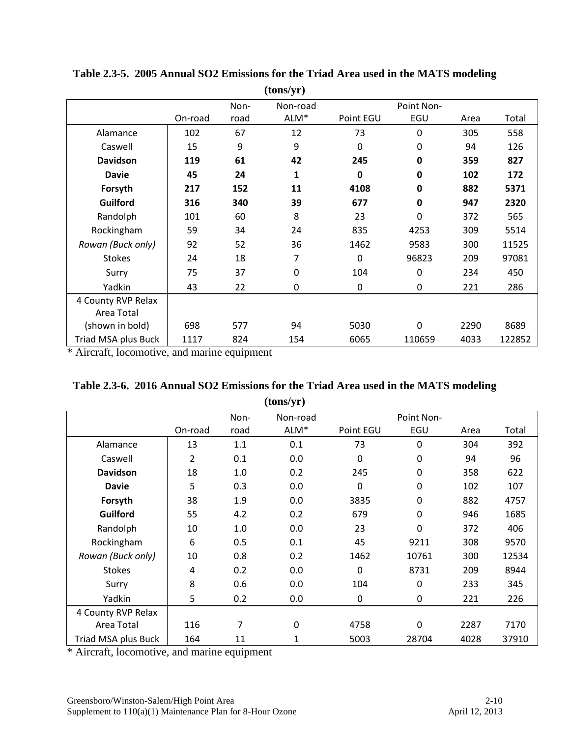**Table 2.3-5. 2005 Annual SO2 Emissions for the Triad Area used in the MATS modeling (tons/yr)**

| | On-road | Non-road | Non-road ALM* | Point EGU | Point Non-EGU | Area | Total |
|---|---|---|---|---|---|---|---|
| Alamance | 102 | 67 | 12 | 73 | 0 | 305 | 558 |
| Caswell | 15 | 9 | 9 | 0 | 0 | 94 | 126 |
| **Davidson** | **119** | **61** | **42** | **245** | **0** | **359** | **827** |
| **Davie** | **45** | **24** | **1** | **0** | **0** | **102** | **172** |
| **Forsyth** | **217** | **152** | **11** | **4108** | **0** | **882** | **5371** |
| **Guilford** | **316** | **340** | **39** | **677** | **0** | **947** | **2320** |
| Randolph | 101 | 60 | 8 | 23 | 0 | 372 | 565 |
| Rockingham | 59 | 34 | 24 | 835 | 4253 | 309 | 5514 |
| *Rowan (Buck only)* | 92 | 52 | 36 | 1462 | 9583 | 300 | 11525 |
| Stokes | 24 | 18 | 7 | 0 | 96823 | 209 | 97081 |
| Surry | 75 | 37 | 0 | 104 | 0 | 234 | 450 |
| Yadkin | 43 | 22 | 0 | 0 | 0 | 221 | 286 |
| 4 County RVP Relax Area Total (shown in bold) | 698 | 577 | 94 | 5030 | 0 | 2290 | 8689 |
| Triad MSA plus Buck | 1117 | 824 | 154 | 6065 | 110659 | 4033 | 122852 |

* Aircraft, locomotive, and marine equipment

**Table 2.3-6. 2016 Annual SO2 Emissions for the Triad Area used in the MATS modeling (tons/yr)**

| | On-road | Non-road | Non-road ALM* | Point EGU | Point Non-EGU | Area | Total |
|---|---|---|---|---|---|---|---|
| Alamance | 13 | 1.1 | 0.1 | 73 | 0 | 304 | 392 |
| Caswell | 2 | 0.1 | 0.0 | 0 | 0 | 94 | 96 |
| **Davidson** | 18 | 1.0 | 0.2 | 245 | 0 | 358 | 622 |
| **Davie** | 5 | 0.3 | 0.0 | 0 | 0 | 102 | 107 |
| **Forsyth** | 38 | 1.9 | 0.0 | 3835 | 0 | 882 | 4757 |
| **Guilford** | 55 | 4.2 | 0.2 | 679 | 0 | 946 | 1685 |
| Randolph | 10 | 1.0 | 0.0 | 23 | 0 | 372 | 406 |
| Rockingham | 6 | 0.5 | 0.1 | 45 | 9211 | 308 | 9570 |
| *Rowan (Buck only)* | 10 | 0.8 | 0.2 | 1462 | 10761 | 300 | 12534 |
| Stokes | 4 | 0.2 | 0.0 | 0 | 8731 | 209 | 8944 |
| Surry | 8 | 0.6 | 0.0 | 104 | 0 | 233 | 345 |
| Yadkin | 5 | 0.2 | 0.0 | 0 | 0 | 221 | 226 |
| 4 County RVP Relax Area Total | 116 | 7 | 0 | 4758 | 0 | 2287 | 7170 |
| Triad MSA plus Buck | 164 | 11 | 1 | 5003 | 28704 | 4028 | 37910 |

* Aircraft, locomotive, and marine equipment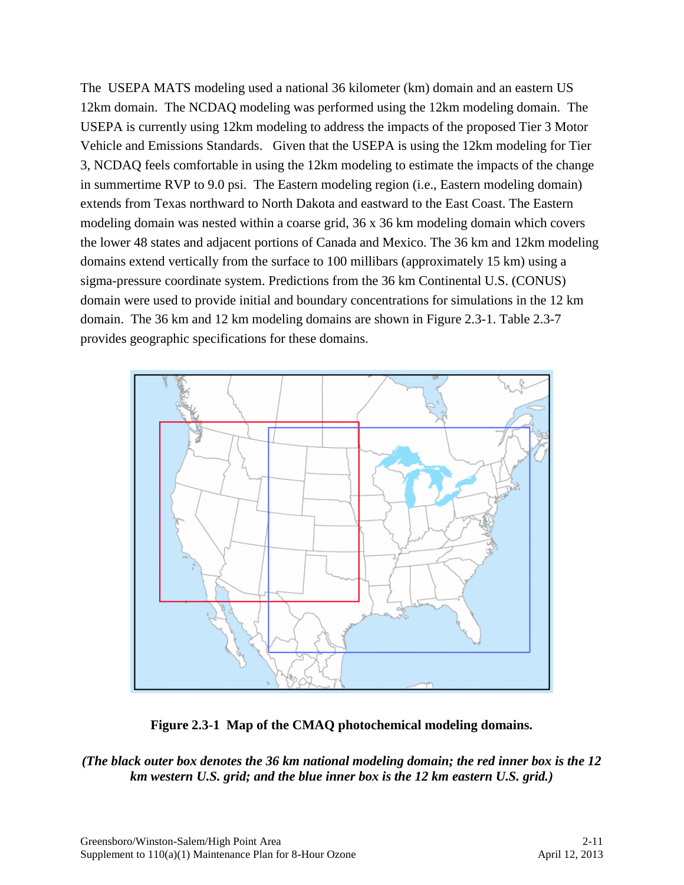The USEPA MATS modeling used a national 36 kilometer (km) domain and an eastern US 12km domain. The NCDAQ modeling was performed using the 12km modeling domain. The USEPA is currently using 12km modeling to address the impacts of the proposed Tier 3 Motor Vehicle and Emissions Standards. Given that the USEPA is using the 12km modeling for Tier 3, NCDAQ feels comfortable in using the 12km modeling to estimate the impacts of the change in summertime RVP to 9.0 psi. The Eastern modeling region (i.e., Eastern modeling domain) extends from Texas northward to North Dakota and eastward to the East Coast. The Eastern modeling domain was nested within a coarse grid, 36 x 36 km modeling domain which covers the lower 48 states and adjacent portions of Canada and Mexico. The 36 km and 12km modeling domains extend vertically from the surface to 100 millibars (approximately 15 km) using a sigma-pressure coordinate system. Predictions from the 36 km Continental U.S. (CONUS) domain were used to provide initial and boundary concentrations for simulations in the 12 km domain. The 36 km and 12 km modeling domains are shown in Figure 2.3-1. Table 2.3-7 provides geographic specifications for these domains.

**Figure 2.3-1 Map of the CMAQ photochemical modeling domains.**

***(The black outer box denotes the 36 km national modeling domain; the red inner box is the 12 km western U.S. grid; and the blue inner box is the 12 km eastern U.S. grid.)***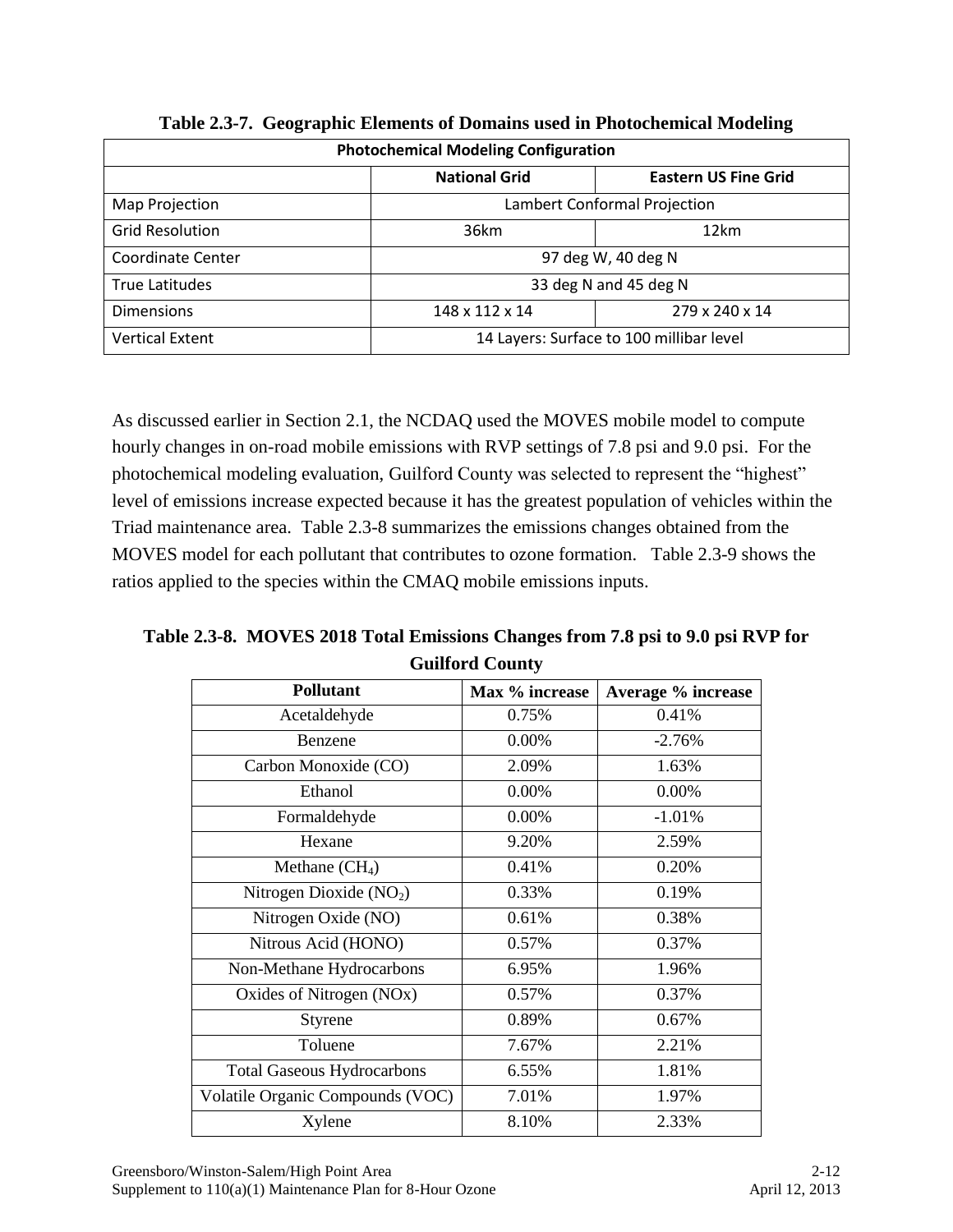**Table 2.3-7. Geographic Elements of Domains used in Photochemical Modeling**

| Photochemical Modeling Configuration | | |
|---|---|---|
| | **National Grid** | **Eastern US Fine Grid** |
| Map Projection | Lambert Conformal Projection | |
| Grid Resolution | 36km | 12km |
| Coordinate Center | 97 deg W, 40 deg N | |
| True Latitudes | 33 deg N and 45 deg N | |
| Dimensions | 148 x 112 x 14 | 279 x 240 x 14 |
| Vertical Extent | 14 Layers: Surface to 100 millibar level | |

As discussed earlier in Section 2.1, the NCDAQ used the MOVES mobile model to compute hourly changes in on-road mobile emissions with RVP settings of 7.8 psi and 9.0 psi. For the photochemical modeling evaluation, Guilford County was selected to represent the "highest" level of emissions increase expected because it has the greatest population of vehicles within the Triad maintenance area. Table 2.3-8 summarizes the emissions changes obtained from the MOVES model for each pollutant that contributes to ozone formation. Table 2.3-9 shows the ratios applied to the species within the CMAQ mobile emissions inputs.

**Table 2.3-8. MOVES 2018 Total Emissions Changes from 7.8 psi to 9.0 psi RVP for Guilford County**

| Pollutant | Max % increase | Average % increase |
|---|---|---|
| Acetaldehyde | 0.75% | 0.41% |
| Benzene | 0.00% | -2.76% |
| Carbon Monoxide (CO) | 2.09% | 1.63% |
| Ethanol | 0.00% | 0.00% |
| Formaldehyde | 0.00% | -1.01% |
| Hexane | 9.20% | 2.59% |
| Methane ($CH_4$) | 0.41% | 0.20% |
| Nitrogen Dioxide ($NO_2$) | 0.33% | 0.19% |
| Nitrogen Oxide (NO) | 0.61% | 0.38% |
| Nitrous Acid (HONO) | 0.57% | 0.37% |
| Non-Methane Hydrocarbons | 6.95% | 1.96% |
| Oxides of Nitrogen (NOx) | 0.57% | 0.37% |
| Styrene | 0.89% | 0.67% |
| Toluene | 7.67% | 2.21% |
| Total Gaseous Hydrocarbons | 6.55% | 1.81% |
| Volatile Organic Compounds (VOC) | 7.01% | 1.97% |
| Xylene | 8.10% | 2.33% |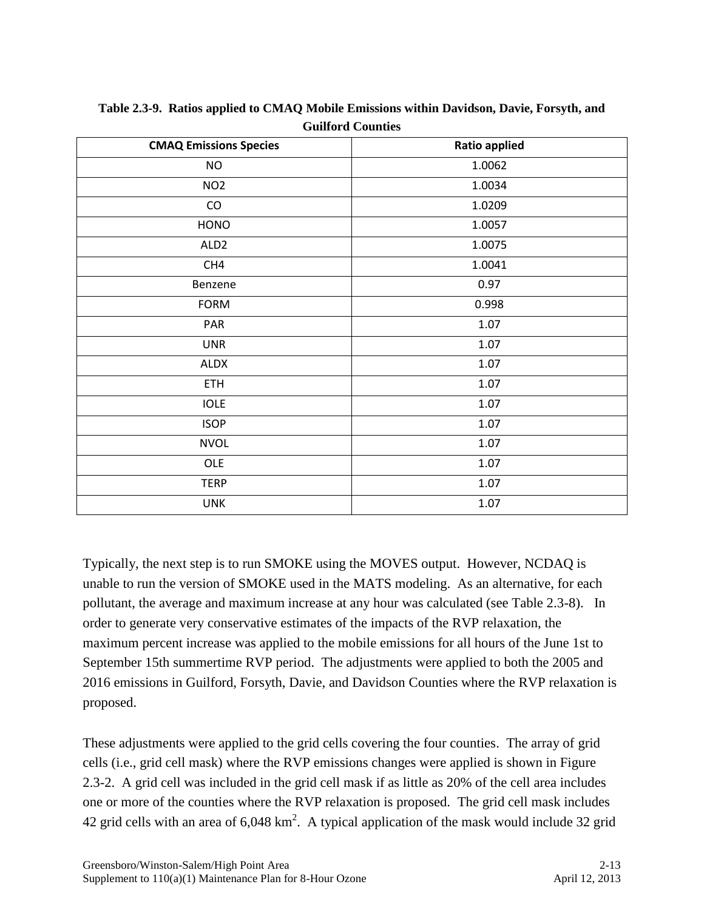**Table 2.3-9. Ratios applied to CMAQ Mobile Emissions within Davidson, Davie, Forsyth, and Guilford Counties**

| CMAQ Emissions Species | Ratio applied |
|---|---|
| NO | 1.0062 |
| NO2 | 1.0034 |
| CO | 1.0209 |
| HONO | 1.0057 |
| ALD2 | 1.0075 |
| CH4 | 1.0041 |
| Benzene | 0.97 |
| FORM | 0.998 |
| PAR | 1.07 |
| UNR | 1.07 |
| ALDX | 1.07 |
| ETH | 1.07 |
| IOLE | 1.07 |
| ISOP | 1.07 |
| NVOL | 1.07 |
| OLE | 1.07 |
| TERP | 1.07 |
| UNK | 1.07 |

Typically, the next step is to run SMOKE using the MOVES output. However, NCDAQ is unable to run the version of SMOKE used in the MATS modeling. As an alternative, for each pollutant, the average and maximum increase at any hour was calculated (see Table 2.3-8). In order to generate very conservative estimates of the impacts of the RVP relaxation, the maximum percent increase was applied to the mobile emissions for all hours of the June 1st to September 15th summertime RVP period. The adjustments were applied to both the 2005 and 2016 emissions in Guilford, Forsyth, Davie, and Davidson Counties where the RVP relaxation is proposed.

These adjustments were applied to the grid cells covering the four counties. The array of grid cells (i.e., grid cell mask) where the RVP emissions changes were applied is shown in Figure 2.3-2. A grid cell was included in the grid cell mask if as little as 20% of the cell area includes one or more of the counties where the RVP relaxation is proposed. The grid cell mask includes 42 grid cells with an area of 6,048 $km^2$. A typical application of the mask would include 32 grid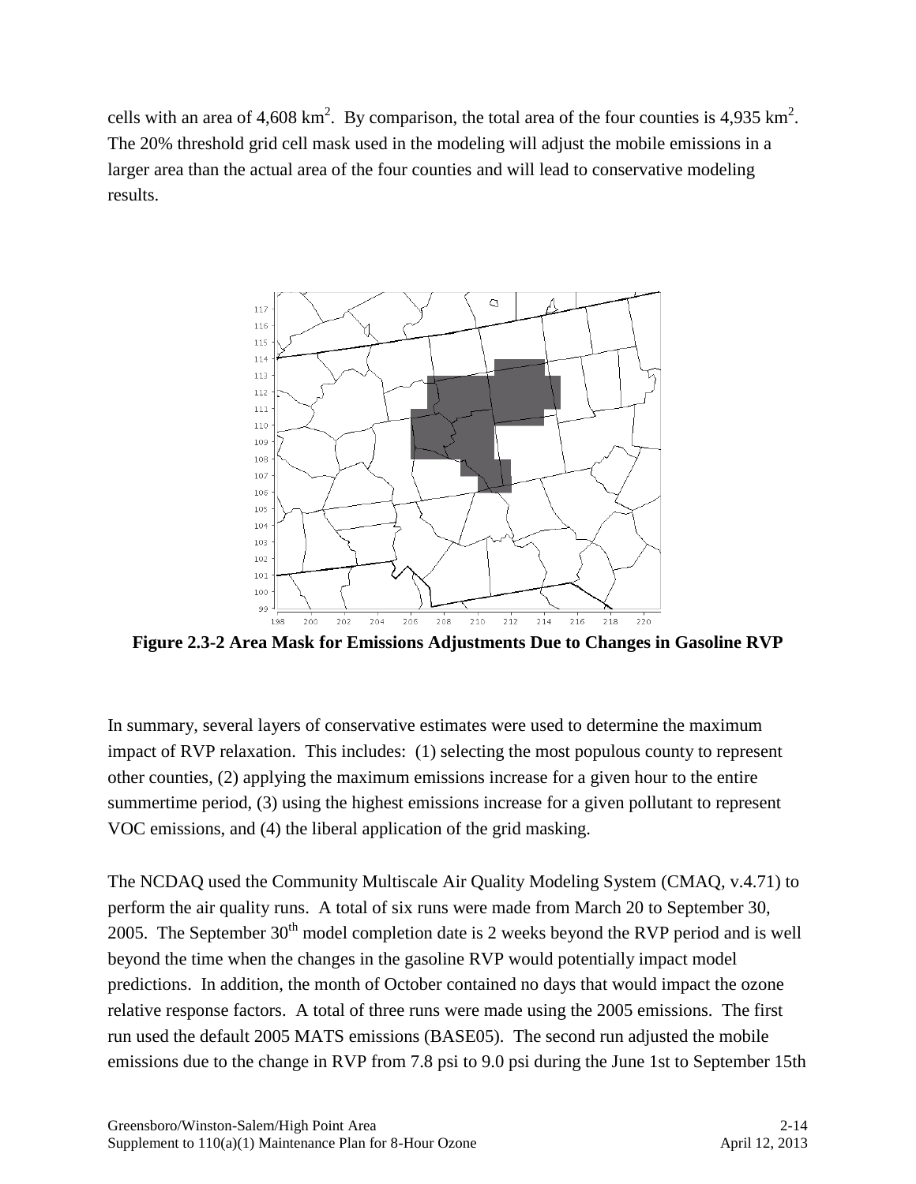cells with an area of 4,608 $km^2$. By comparison, the total area of the four counties is 4,935 $km^2$. The 20% threshold grid cell mask used in the modeling will adjust the mobile emissions in a larger area than the actual area of the four counties and will lead to conservative modeling results.

**Figure 2.3-2 Area Mask for Emissions Adjustments Due to Changes in Gasoline RVP**

In summary, several layers of conservative estimates were used to determine the maximum impact of RVP relaxation. This includes: (1) selecting the most populous county to represent other counties, (2) applying the maximum emissions increase for a given hour to the entire summertime period, (3) using the highest emissions increase for a given pollutant to represent VOC emissions, and (4) the liberal application of the grid masking.

The NCDAQ used the Community Multiscale Air Quality Modeling System (CMAQ, v.4.71) to perform the air quality runs. A total of six runs were made from March 20 to September 30, 2005. The September 30th model completion date is 2 weeks beyond the RVP period and is well beyond the time when the changes in the gasoline RVP would potentially impact model predictions. In addition, the month of October contained no days that would impact the ozone relative response factors. A total of three runs were made using the 2005 emissions. The first run used the default 2005 MATS emissions (BASE05). The second run adjusted the mobile emissions due to the change in RVP from 7.8 psi to 9.0 psi during the June 1st to September 15th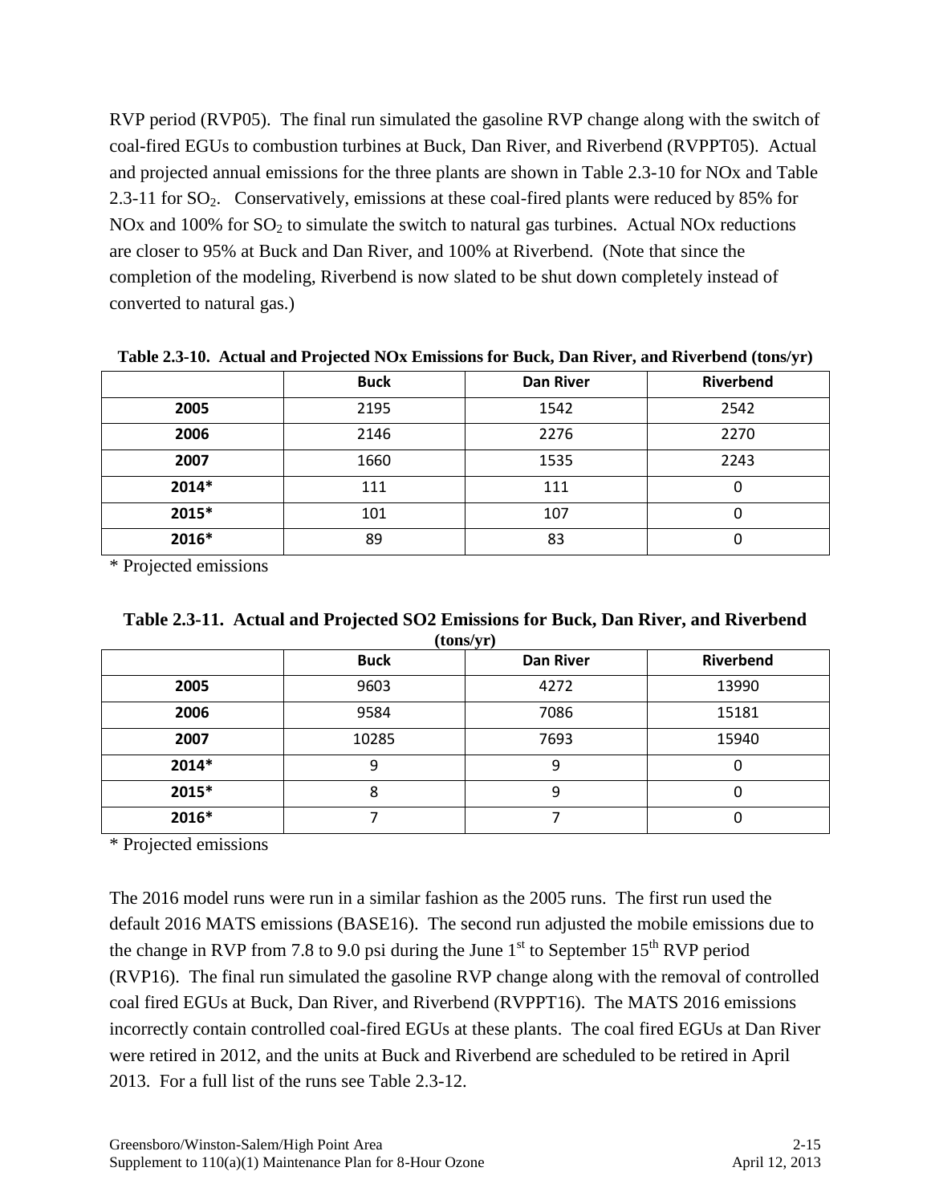RVP period (RVP05). The final run simulated the gasoline RVP change along with the switch of coal-fired EGUs to combustion turbines at Buck, Dan River, and Riverbend (RVPPT05). Actual and projected annual emissions for the three plants are shown in Table 2.3-10 for NOx and Table 2.3-11 for $SO_2$. Conservatively, emissions at these coal-fired plants were reduced by 85% for NOx and 100% for $SO_2$ to simulate the switch to natural gas turbines. Actual NOx reductions are closer to 95% at Buck and Dan River, and 100% at Riverbend. (Note that since the completion of the modeling, Riverbend is now slated to be shut down completely instead of converted to natural gas.)

**Table 2.3-10. Actual and Projected NOx Emissions for Buck, Dan River, and Riverbend (tons/yr)**

| | Buck | Dan River | Riverbend |
|---|---|---|---|
| **2005** | 2195 | 1542 | 2542 |
| **2006** | 2146 | 2276 | 2270 |
| **2007** | 1660 | 1535 | 2243 |
| **2014*** | 111 | 111 | 0 |
| **2015*** | 101 | 107 | 0 |
| **2016*** | 89 | 83 | 0 |

* Projected emissions

**Table 2.3-11. Actual and Projected SO2 Emissions for Buck, Dan River, and Riverbend (tons/yr)**

| | Buck | Dan River | Riverbend |
|---|---|---|---|
| **2005** | 9603 | 4272 | 13990 |
| **2006** | 9584 | 7086 | 15181 |
| **2007** | 10285 | 7693 | 15940 |
| **2014*** | 9 | 9 | 0 |
| **2015*** | 8 | 9 | 0 |
| **2016*** | 7 | 7 | 0 |

* Projected emissions

The 2016 model runs were run in a similar fashion as the 2005 runs. The first run used the default 2016 MATS emissions (BASE16). The second run adjusted the mobile emissions due to the change in RVP from 7.8 to 9.0 psi during the June 1st to September 15th RVP period (RVP16). The final run simulated the gasoline RVP change along with the removal of controlled coal fired EGUs at Buck, Dan River, and Riverbend (RVPPT16). The MATS 2016 emissions incorrectly contain controlled coal-fired EGUs at these plants. The coal fired EGUs at Dan River were retired in 2012, and the units at Buck and Riverbend are scheduled to be retired in April 2013. For a full list of the runs see Table 2.3-12.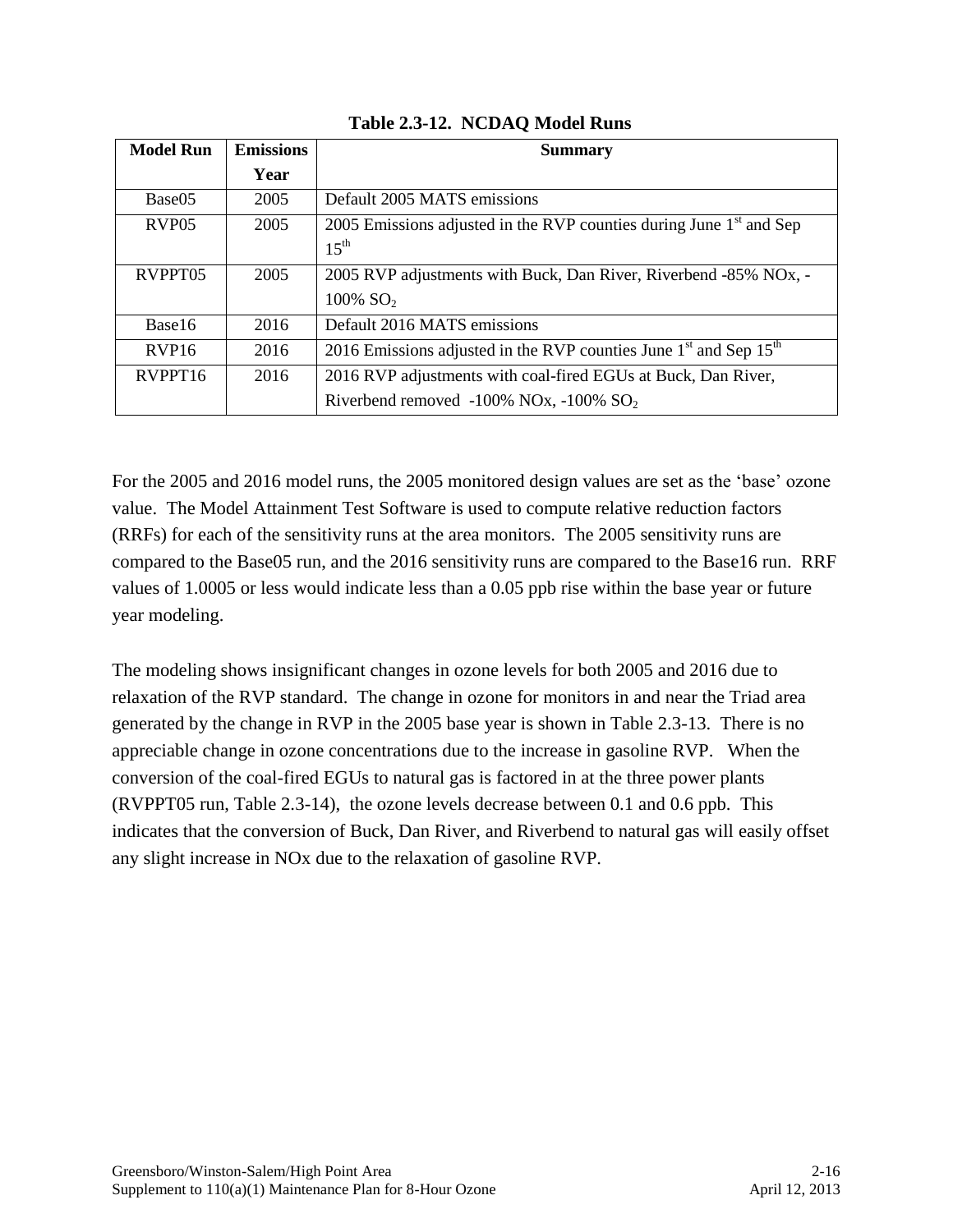**Table 2.3-12. NCDAQ Model Runs**

| Model Run | Emissions Year | Summary |
|---|---|---|
| Base05 | 2005 | Default 2005 MATS emissions |
| RVP05 | 2005 | 2005 Emissions adjusted in the RVP counties during June 1st and Sep 15th |
| RVPPT05 | 2005 | 2005 RVP adjustments with Buck, Dan River, Riverbend -85% NOx, -100% $SO_2$ |
| Base16 | 2016 | Default 2016 MATS emissions |
| RVP16 | 2016 | 2016 Emissions adjusted in the RVP counties June 1st and Sep 15th |
| RVPPT16 | 2016 | 2016 RVP adjustments with coal-fired EGUs at Buck, Dan River, Riverbend removed -100% NOx, -100% $SO_2$ |

For the 2005 and 2016 model runs, the 2005 monitored design values are set as the 'base' ozone value. The Model Attainment Test Software is used to compute relative reduction factors (RRFs) for each of the sensitivity runs at the area monitors. The 2005 sensitivity runs are compared to the Base05 run, and the 2016 sensitivity runs are compared to the Base16 run. RRF values of 1.0005 or less would indicate less than a 0.05 ppb rise within the base year or future year modeling.

The modeling shows insignificant changes in ozone levels for both 2005 and 2016 due to relaxation of the RVP standard. The change in ozone for monitors in and near the Triad area generated by the change in RVP in the 2005 base year is shown in Table 2.3-13. There is no appreciable change in ozone concentrations due to the increase in gasoline RVP. When the conversion of the coal-fired EGUs to natural gas is factored in at the three power plants (RVPPT05 run, Table 2.3-14), the ozone levels decrease between 0.1 and 0.6 ppb. This indicates that the conversion of Buck, Dan River, and Riverbend to natural gas will easily offset any slight increase in NOx due to the relaxation of gasoline RVP.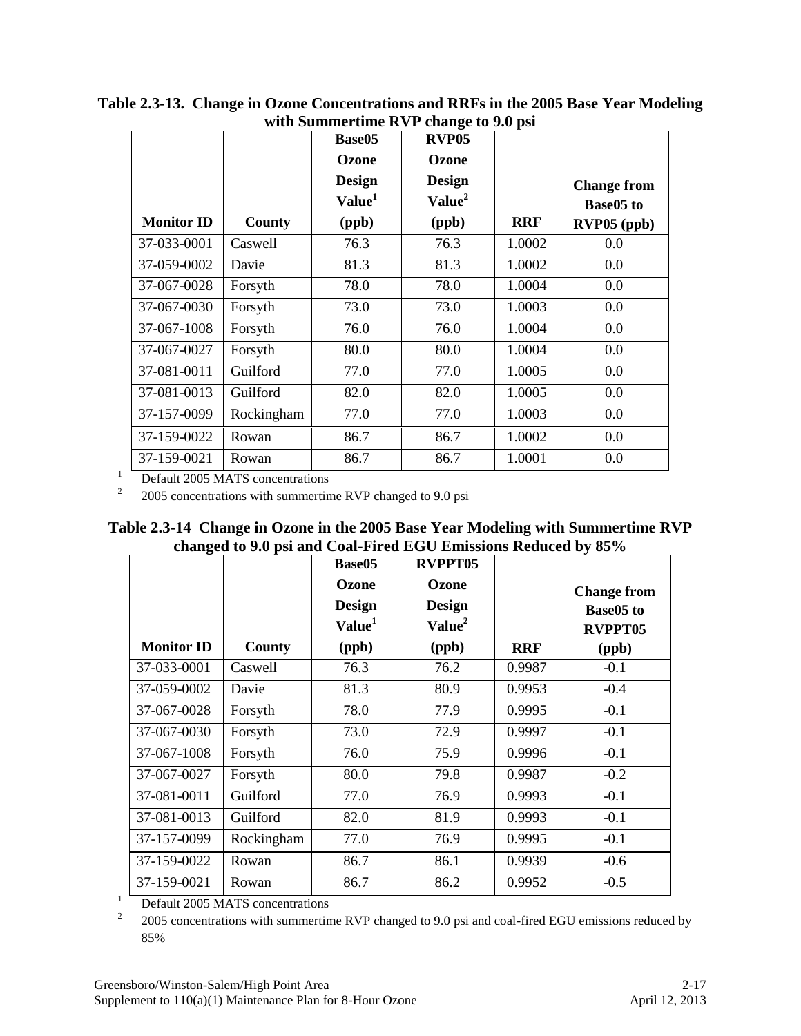**Table 2.3-13. Change in Ozone Concentrations and RRFs in the 2005 Base Year Modeling with Summertime RVP change to 9.0 psi**

| Monitor ID | County | Base05 Ozone Design Value[1] (ppb) | RVP05 Ozone Design Value[2] (ppb) | RRF | Change from Base05 to RVP05 (ppb) |
|---|---|---|---|---|---|
| 37-033-0001 | Caswell | 76.3 | 76.3 | 1.0002 | 0.0 |
| 37-059-0002 | Davie | 81.3 | 81.3 | 1.0002 | 0.0 |
| 37-067-0028 | Forsyth | 78.0 | 78.0 | 1.0004 | 0.0 |
| 37-067-0030 | Forsyth | 73.0 | 73.0 | 1.0003 | 0.0 |
| 37-067-1008 | Forsyth | 76.0 | 76.0 | 1.0004 | 0.0 |
| 37-067-0027 | Forsyth | 80.0 | 80.0 | 1.0004 | 0.0 |
| 37-081-0011 | Guilford | 77.0 | 77.0 | 1.0005 | 0.0 |
| 37-081-0013 | Guilford | 82.0 | 82.0 | 1.0005 | 0.0 |
| 37-157-0099 | Rockingham | 77.0 | 77.0 | 1.0003 | 0.0 |
| 37-159-0022 | Rowan | 86.7 | 86.7 | 1.0002 | 0.0 |
| 37-159-0021 | Rowan | 86.7 | 86.7 | 1.0001 | 0.0 |

[1] Default 2005 MATS concentrations

[2] 2005 concentrations with summertime RVP changed to 9.0 psi

**Table 2.3-14 Change in Ozone in the 2005 Base Year Modeling with Summertime RVP changed to 9.0 psi and Coal-Fired EGU Emissions Reduced by 85%**

| Monitor ID | County | Base05 Ozone Design Value[1] (ppb) | RVPPT05 Ozone Design Value[2] (ppb) | RRF | Change from Base05 to RVPPT05 (ppb) |
|---|---|---|---|---|---|
| 37-033-0001 | Caswell | 76.3 | 76.2 | 0.9987 | -0.1 |
| 37-059-0002 | Davie | 81.3 | 80.9 | 0.9953 | -0.4 |
| 37-067-0028 | Forsyth | 78.0 | 77.9 | 0.9995 | -0.1 |
| 37-067-0030 | Forsyth | 73.0 | 72.9 | 0.9997 | -0.1 |
| 37-067-1008 | Forsyth | 76.0 | 75.9 | 0.9996 | -0.1 |
| 37-067-0027 | Forsyth | 80.0 | 79.8 | 0.9987 | -0.2 |
| 37-081-0011 | Guilford | 77.0 | 76.9 | 0.9993 | -0.1 |
| 37-081-0013 | Guilford | 82.0 | 81.9 | 0.9993 | -0.1 |
| 37-157-0099 | Rockingham | 77.0 | 76.9 | 0.9995 | -0.1 |
| 37-159-0022 | Rowan | 86.7 | 86.1 | 0.9939 | -0.6 |
| 37-159-0021 | Rowan | 86.7 | 86.2 | 0.9952 | -0.5 |

[1] Default 2005 MATS concentrations

[2] 2005 concentrations with summertime RVP changed to 9.0 psi and coal-fired EGU emissions reduced by 85%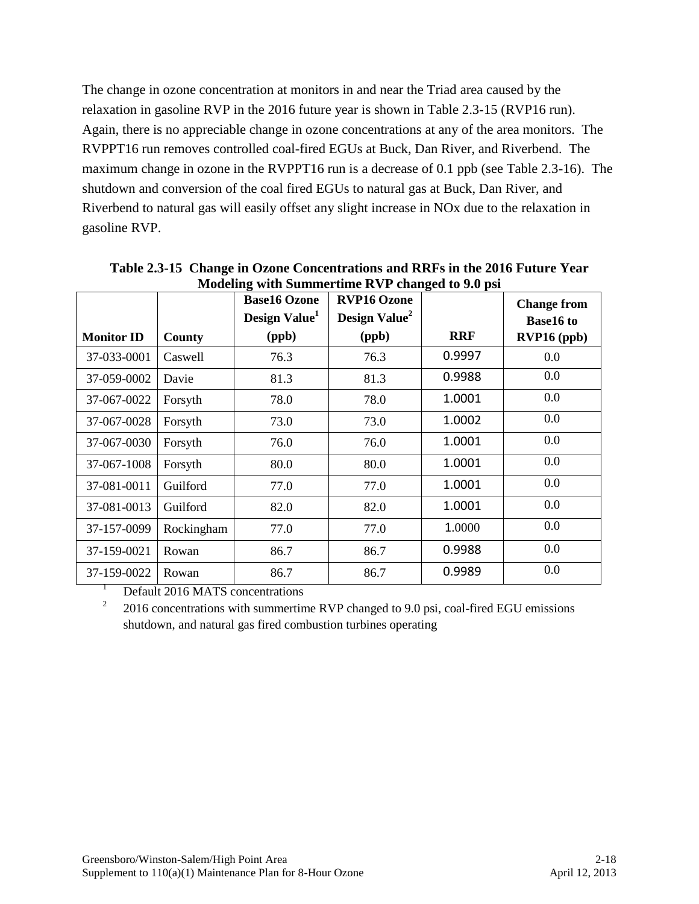The change in ozone concentration at monitors in and near the Triad area caused by the relaxation in gasoline RVP in the 2016 future year is shown in Table 2.3-15 (RVP16 run). Again, there is no appreciable change in ozone concentrations at any of the area monitors. The RVPPT16 run removes controlled coal-fired EGUs at Buck, Dan River, and Riverbend. The maximum change in ozone in the RVPPT16 run is a decrease of 0.1 ppb (see Table 2.3-16). The shutdown and conversion of the coal fired EGUs to natural gas at Buck, Dan River, and Riverbend to natural gas will easily offset any slight increase in NOx due to the relaxation in gasoline RVP.

**Table 2.3-15 Change in Ozone Concentrations and RRFs in the 2016 Future Year Modeling with Summertime RVP changed to 9.0 psi**

| Monitor ID | County | Base16 Ozone Design Value[1] (ppb) | RVP16 Ozone Design Value[2] (ppb) | RRF | Change from Base16 to RVP16 (ppb) |
|---|---|---|---|---|---|
| 37-033-0001 | Caswell | 76.3 | 76.3 | 0.9997 | 0.0 |
| 37-059-0002 | Davie | 81.3 | 81.3 | 0.9988 | 0.0 |
| 37-067-0022 | Forsyth | 78.0 | 78.0 | 1.0001 | 0.0 |
| 37-067-0028 | Forsyth | 73.0 | 73.0 | 1.0002 | 0.0 |
| 37-067-0030 | Forsyth | 76.0 | 76.0 | 1.0001 | 0.0 |
| 37-067-1008 | Forsyth | 80.0 | 80.0 | 1.0001 | 0.0 |
| 37-081-0011 | Guilford | 77.0 | 77.0 | 1.0001 | 0.0 |
| 37-081-0013 | Guilford | 82.0 | 82.0 | 1.0001 | 0.0 |
| 37-157-0099 | Rockingham | 77.0 | 77.0 | 1.0000 | 0.0 |
| 37-159-0021 | Rowan | 86.7 | 86.7 | 0.9988 | 0.0 |
| 37-159-0022 | Rowan | 86.7 | 86.7 | 0.9989 | 0.0 |

[1] Default 2016 MATS concentrations

[2] 2016 concentrations with summertime RVP changed to 9.0 psi, coal-fired EGU emissions shutdown, and natural gas fired combustion turbines operating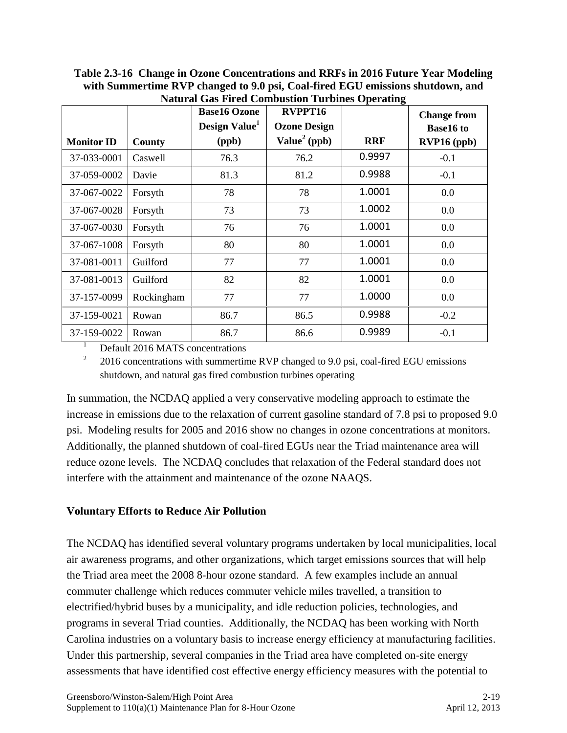**Table 2.3-16 Change in Ozone Concentrations and RRFs in 2016 Future Year Modeling with Summertime RVP changed to 9.0 psi, Coal-fired EGU emissions shutdown, and Natural Gas Fired Combustion Turbines Operating**

| Monitor ID | County | Base16 Ozone Design Value[1] (ppb) | RVPPT16 Ozone Design Value[2] (ppb) | RRF | Change from Base16 to RVP16 (ppb) |
|---|---|---|---|---|---|
| 37-033-0001 | Caswell | 76.3 | 76.2 | 0.9997 | -0.1 |
| 37-059-0002 | Davie | 81.3 | 81.2 | 0.9988 | -0.1 |
| 37-067-0022 | Forsyth | 78 | 78 | 1.0001 | 0.0 |
| 37-067-0028 | Forsyth | 73 | 73 | 1.0002 | 0.0 |
| 37-067-0030 | Forsyth | 76 | 76 | 1.0001 | 0.0 |
| 37-067-1008 | Forsyth | 80 | 80 | 1.0001 | 0.0 |
| 37-081-0011 | Guilford | 77 | 77 | 1.0001 | 0.0 |
| 37-081-0013 | Guilford | 82 | 82 | 1.0001 | 0.0 |
| 37-157-0099 | Rockingham | 77 | 77 | 1.0000 | 0.0 |
| 37-159-0021 | Rowan | 86.7 | 86.5 | 0.9988 | -0.2 |
| 37-159-0022 | Rowan | 86.7 | 86.6 | 0.9989 | -0.1 |

[1] Default 2016 MATS concentrations

[2] 2016 concentrations with summertime RVP changed to 9.0 psi, coal-fired EGU emissions shutdown, and natural gas fired combustion turbines operating

In summation, the NCDAQ applied a very conservative modeling approach to estimate the increase in emissions due to the relaxation of current gasoline standard of 7.8 psi to proposed 9.0 psi. Modeling results for 2005 and 2016 show no changes in ozone concentrations at monitors. Additionally, the planned shutdown of coal-fired EGUs near the Triad maintenance area will reduce ozone levels. The NCDAQ concludes that relaxation of the Federal standard does not interfere with the attainment and maintenance of the ozone NAAQS.

**Voluntary Efforts to Reduce Air Pollution**

The NCDAQ has identified several voluntary programs undertaken by local municipalities, local air awareness programs, and other organizations, which target emissions sources that will help the Triad area meet the 2008 8-hour ozone standard. A few examples include an annual commuter challenge which reduces commuter vehicle miles travelled, a transition to electrified/hybrid buses by a municipality, and idle reduction policies, technologies, and programs in several Triad counties. Additionally, the NCDAQ has been working with North Carolina industries on a voluntary basis to increase energy efficiency at manufacturing facilities. Under this partnership, several companies in the Triad area have completed on-site energy assessments that have identified cost effective energy efficiency measures with the potential to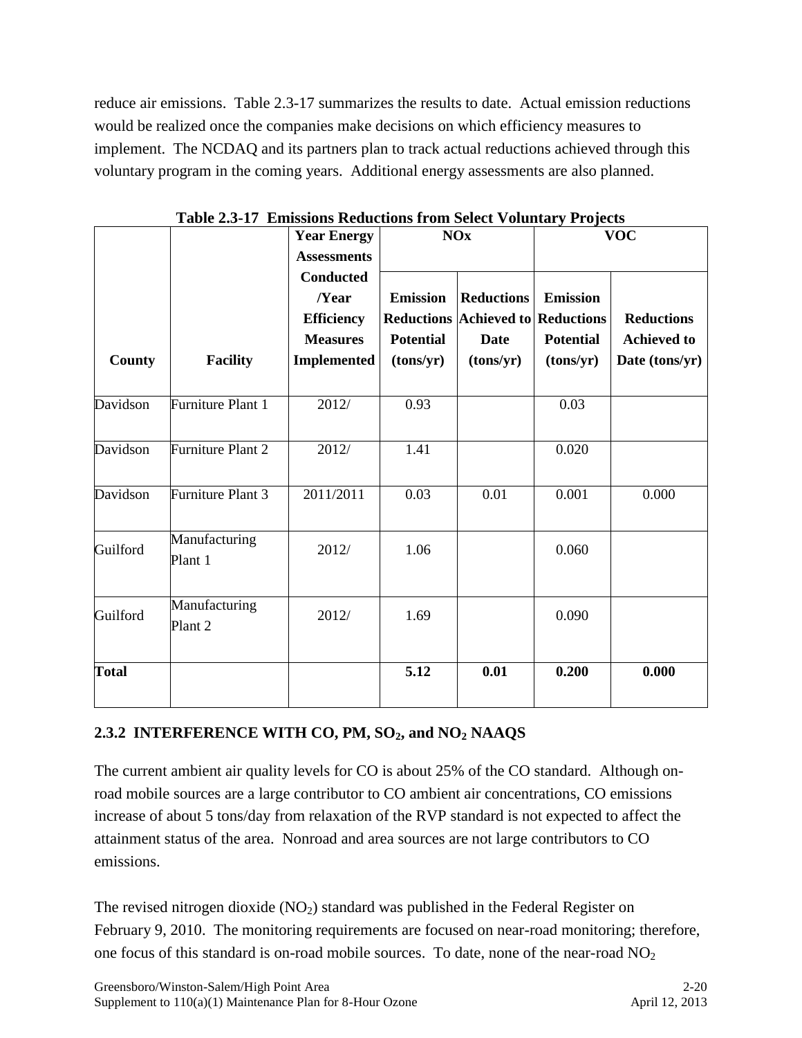reduce air emissions. Table 2.3-17 summarizes the results to date. Actual emission reductions would be realized once the companies make decisions on which efficiency measures to implement. The NCDAQ and its partners plan to track actual reductions achieved through this voluntary program in the coming years. Additional energy assessments are also planned.

**Table 2.3-17 Emissions Reductions from Select Voluntary Projects**

| County | Facility | Year Energy Assessments Conducted /Year Efficiency Measures Implemented | NOx | | VOC | |
|---|---|---|---|---|---|---|
| | | | Emission Reductions Potential (tons/yr) | Reductions Achieved to Date (tons/yr) | Emission Reductions Potential (tons/yr) | Reductions Achieved to Date (tons/yr) |
| Davidson | Furniture Plant 1 | 2012/ | 0.93 | | 0.03 | |
| Davidson | Furniture Plant 2 | 2012/ | 1.41 | | 0.020 | |
| Davidson | Furniture Plant 3 | 2011/2011 | 0.03 | 0.01 | 0.001 | 0.000 |
| Guilford | Manufacturing Plant 1 | 2012/ | 1.06 | | 0.060 | |
| Guilford | Manufacturing Plant 2 | 2012/ | 1.69 | | 0.090 | |
| **Total** | | | **5.12** | **0.01** | **0.200** | **0.000** |

### 2.3.2 INTERFERENCE WITH CO, PM, $SO_2$, and $NO_2$ NAAQS

The current ambient air quality levels for CO is about 25% of the CO standard. Although on-road mobile sources are a large contributor to CO ambient air concentrations, CO emissions increase of about 5 tons/day from relaxation of the RVP standard is not expected to affect the attainment status of the area. Nonroad and area sources are not large contributors to CO emissions.

The revised nitrogen dioxide ($NO_2$) standard was published in the Federal Register on February 9, 2010. The monitoring requirements are focused on near-road monitoring; therefore, one focus of this standard is on-road mobile sources. To date, none of the near-road $NO_2$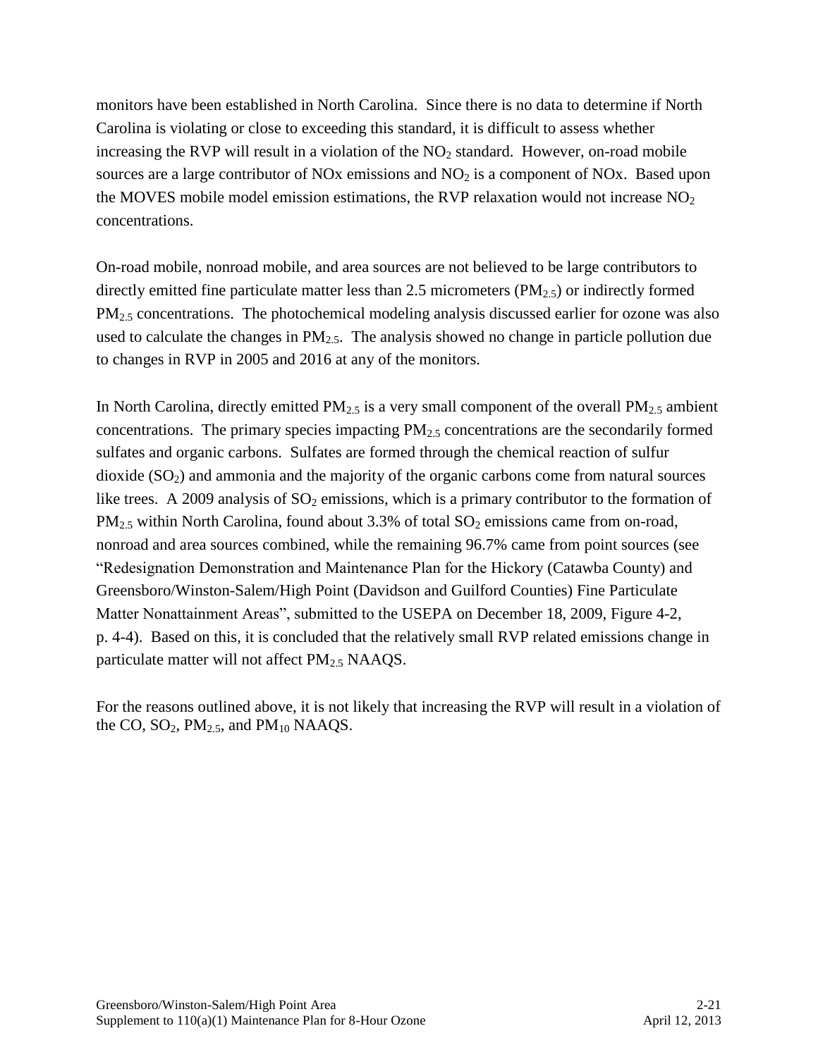monitors have been established in North Carolina. Since there is no data to determine if North Carolina is violating or close to exceeding this standard, it is difficult to assess whether increasing the RVP will result in a violation of the $NO_2$ standard. However, on-road mobile sources are a large contributor of NOx emissions and $NO_2$ is a component of NOx. Based upon the MOVES mobile model emission estimations, the RVP relaxation would not increase $NO_2$ concentrations.

On-road mobile, nonroad mobile, and area sources are not believed to be large contributors to directly emitted fine particulate matter less than 2.5 micrometers ($PM_{2.5}$) or indirectly formed $PM_{2.5}$ concentrations. The photochemical modeling analysis discussed earlier for ozone was also used to calculate the changes in $PM_{2.5}$. The analysis showed no change in particle pollution due to changes in RVP in 2005 and 2016 at any of the monitors.

In North Carolina, directly emitted $PM_{2.5}$ is a very small component of the overall $PM_{2.5}$ ambient concentrations. The primary species impacting $PM_{2.5}$ concentrations are the secondarily formed sulfates and organic carbons. Sulfates are formed through the chemical reaction of sulfur dioxide ($SO_2$) and ammonia and the majority of the organic carbons come from natural sources like trees. A 2009 analysis of $SO_2$ emissions, which is a primary contributor to the formation of $PM_{2.5}$ within North Carolina, found about 3.3% of total $SO_2$ emissions came from on-road, nonroad and area sources combined, while the remaining 96.7% came from point sources (see "Redesignation Demonstration and Maintenance Plan for the Hickory (Catawba County) and Greensboro/Winston-Salem/High Point (Davidson and Guilford Counties) Fine Particulate Matter Nonattainment Areas", submitted to the USEPA on December 18, 2009, Figure 4-2, p. 4-4). Based on this, it is concluded that the relatively small RVP related emissions change in particulate matter will not affect $PM_{2.5}$ NAAQS.

For the reasons outlined above, it is not likely that increasing the RVP will result in a violation of the CO, $SO_2$, $PM_{2.5}$, and $PM_{10}$ NAAQS.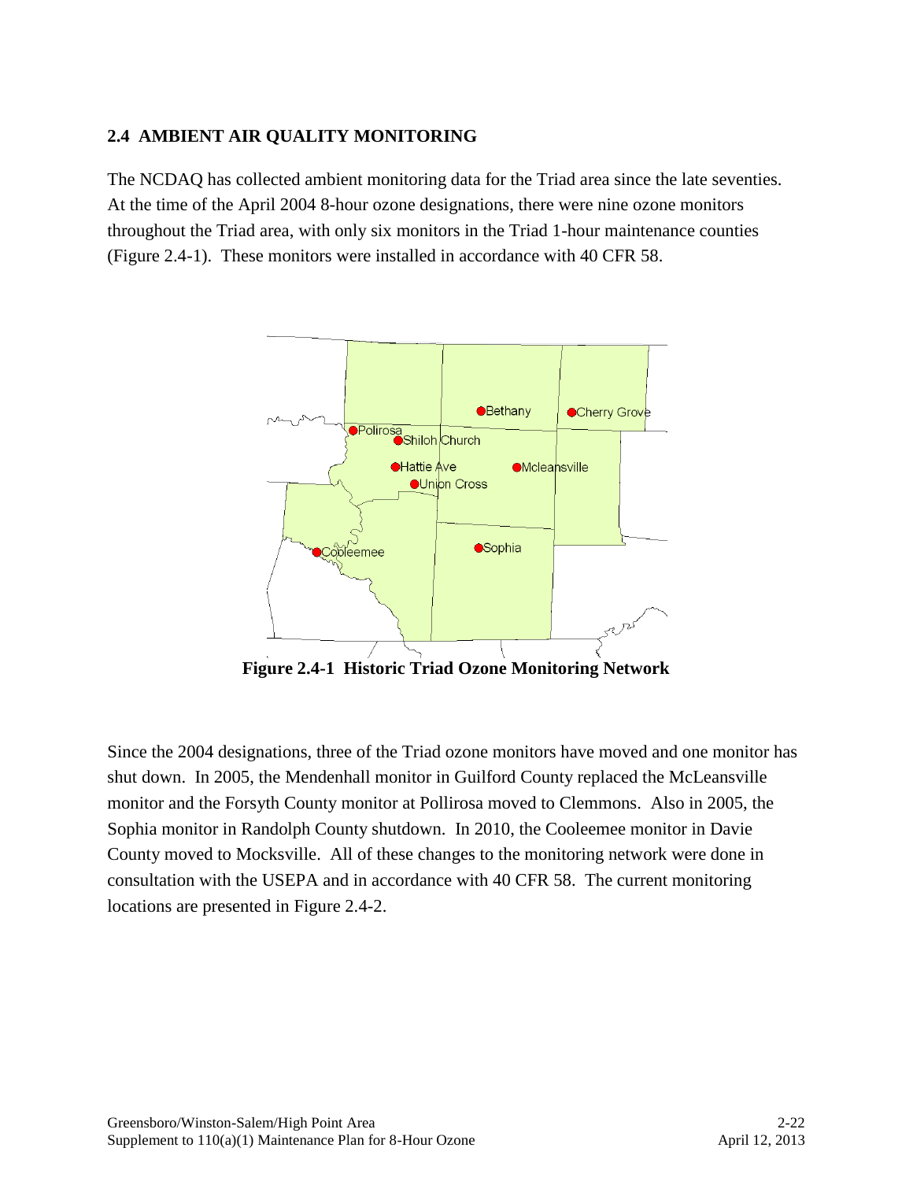## 2.4 AMBIENT AIR QUALITY MONITORING

The NCDAQ has collected ambient monitoring data for the Triad area since the late seventies. At the time of the April 2004 8-hour ozone designations, there were nine ozone monitors throughout the Triad area, with only six monitors in the Triad 1-hour maintenance counties (Figure 2.4-1). These monitors were installed in accordance with 40 CFR 58.

**Figure 2.4-1 Historic Triad Ozone Monitoring Network**

Since the 2004 designations, three of the Triad ozone monitors have moved and one monitor has shut down. In 2005, the Mendenhall monitor in Guilford County replaced the McLeansville monitor and the Forsyth County monitor at Pollirosa moved to Clemmons. Also in 2005, the Sophia monitor in Randolph County shutdown. In 2010, the Cooleemee monitor in Davie County moved to Mocksville. All of these changes to the monitoring network were done in consultation with the USEPA and in accordance with 40 CFR 58. The current monitoring locations are presented in Figure 2.4-2.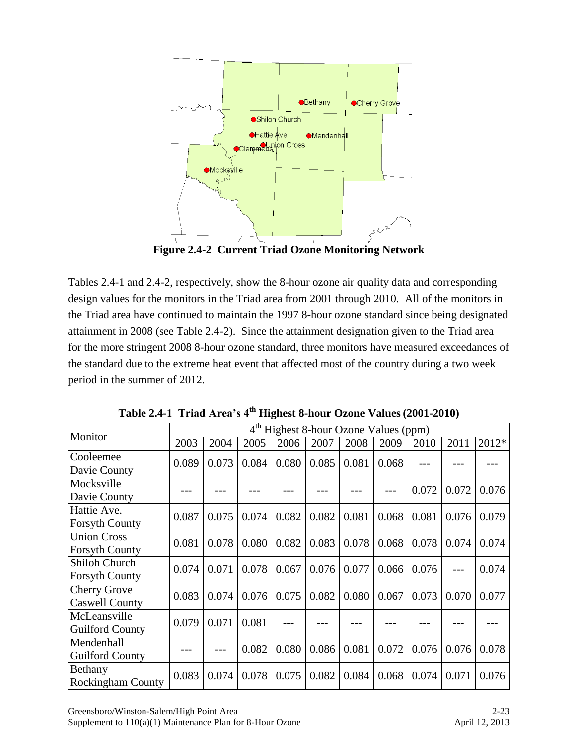**Figure 2.4-2 Current Triad Ozone Monitoring Network**

Tables 2.4-1 and 2.4-2, respectively, show the 8-hour ozone air quality data and corresponding design values for the monitors in the Triad area from 2001 through 2010. All of the monitors in the Triad area have continued to maintain the 1997 8-hour ozone standard since being designated attainment in 2008 (see Table 2.4-2). Since the attainment designation given to the Triad area for the more stringent 2008 8-hour ozone standard, three monitors have measured exceedances of the standard due to the extreme heat event that affected most of the country during a two week period in the summer of 2012.

**Table 2.4-1 Triad Area's 4th Highest 8-hour Ozone Values (2001-2010)**

| Monitor | 4th Highest 8-hour Ozone Values (ppm) | | | | | | | | | |
|---|---|---|---|---|---|---|---|---|---|---|
| | 2003 | 2004 | 2005 | 2006 | 2007 | 2008 | 2009 | 2010 | 2011 | 2012* |
| Cooleemee Davie County | 0.089 | 0.073 | 0.084 | 0.080 | 0.085 | 0.081 | 0.068 | --- | --- | --- |
| Mocksville Davie County | --- | --- | --- | --- | --- | --- | --- | 0.072 | 0.072 | 0.076 |
| Hattie Ave. Forsyth County | 0.087 | 0.075 | 0.074 | 0.082 | 0.082 | 0.081 | 0.068 | 0.081 | 0.076 | 0.079 |
| Union Cross Forsyth County | 0.081 | 0.078 | 0.080 | 0.082 | 0.083 | 0.078 | 0.068 | 0.078 | 0.074 | 0.074 |
| Shiloh Church Forsyth County | 0.074 | 0.071 | 0.078 | 0.067 | 0.076 | 0.077 | 0.066 | 0.076 | --- | 0.074 |
| Cherry Grove Caswell County | 0.083 | 0.074 | 0.076 | 0.075 | 0.082 | 0.080 | 0.067 | 0.073 | 0.070 | 0.077 |
| McLeansville Guilford County | 0.079 | 0.071 | 0.081 | --- | --- | --- | --- | --- | --- | --- |
| Mendenhall Guilford County | --- | --- | 0.082 | 0.080 | 0.086 | 0.081 | 0.072 | 0.076 | 0.076 | 0.078 |
| Bethany Rockingham County | 0.083 | 0.074 | 0.078 | 0.075 | 0.082 | 0.084 | 0.068 | 0.074 | 0.071 | 0.076 |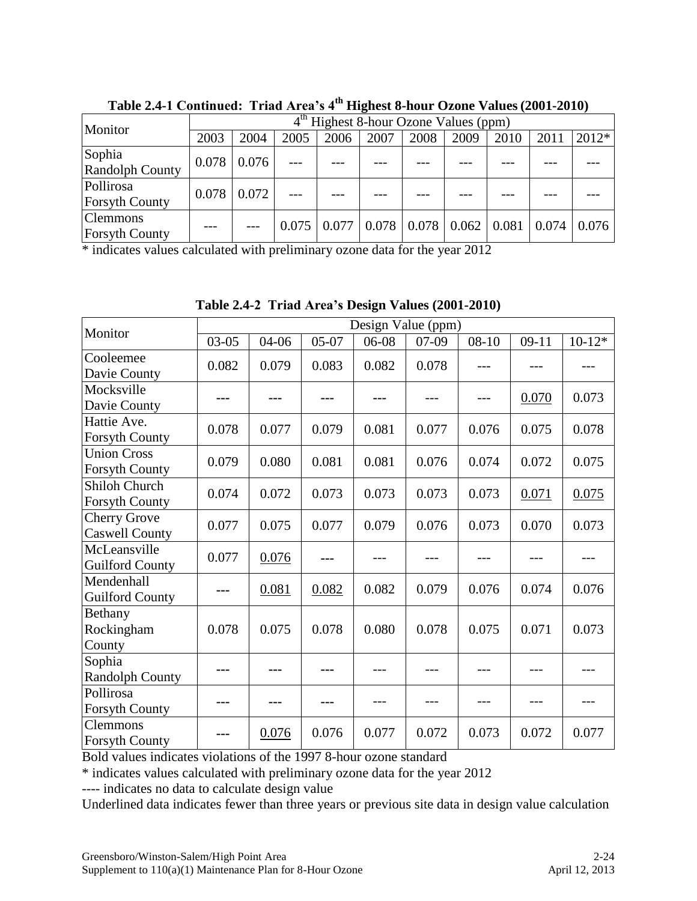**Table 2.4-1 Continued: Triad Area's 4th Highest 8-hour Ozone Values (2001-2010)**

| Monitor | 4th Highest 8-hour Ozone Values (ppm) | | | | | | | | | |
|---|---|---|---|---|---|---|---|---|---|---|
| | 2003 | 2004 | 2005 | 2006 | 2007 | 2008 | 2009 | 2010 | 2011 | 2012* |
| Sophia Randolph County | 0.078 | 0.076 | --- | --- | --- | --- | --- | --- | --- | --- |
| Pollirosa Forsyth County | 0.078 | 0.072 | --- | --- | --- | --- | --- | --- | --- | --- |
| Clemmons Forsyth County | --- | --- | 0.075 | 0.077 | 0.078 | 0.078 | 0.062 | 0.081 | 0.074 | 0.076 |

* indicates values calculated with preliminary ozone data for the year 2012

**Table 2.4-2 Triad Area's Design Values (2001-2010)**

| Monitor | Design Value (ppm) | | | | | | | |
|---|---|---|---|---|---|---|---|---|
| | 03-05 | 04-06 | 05-07 | 06-08 | 07-09 | 08-10 | 09-11 | 10-12* |
| Cooleemee Davie County | 0.082 | 0.079 | 0.083 | 0.082 | 0.078 | --- | --- | --- |
| Mocksville Davie County | --- | --- | --- | --- | --- | --- | <u>0.070</u> | 0.073 |
| Hattie Ave. Forsyth County | 0.078 | 0.077 | 0.079 | 0.081 | 0.077 | 0.076 | 0.075 | 0.078 |
| Union Cross Forsyth County | 0.079 | 0.080 | 0.081 | 0.081 | 0.076 | 0.074 | 0.072 | 0.075 |
| Shiloh Church Forsyth County | 0.074 | 0.072 | 0.073 | 0.073 | 0.073 | 0.073 | <u>0.071</u> | <u>0.075</u> |
| Cherry Grove Caswell County | 0.077 | 0.075 | 0.077 | 0.079 | 0.076 | 0.073 | 0.070 | 0.073 |
| McLeansville Guilford County | 0.077 | <u>0.076</u> | --- | --- | --- | --- | --- | --- |
| Mendenhall Guilford County | --- | <u>0.081</u> | <u>0.082</u> | 0.082 | 0.079 | 0.076 | 0.074 | 0.076 |
| Bethany Rockingham County | 0.078 | 0.075 | 0.078 | 0.080 | 0.078 | 0.075 | 0.071 | 0.073 |
| Sophia Randolph County | --- | --- | --- | --- | --- | --- | --- | --- |
| Pollirosa Forsyth County | --- | --- | --- | --- | --- | --- | --- | --- |
| Clemmons Forsyth County | --- | <u>0.076</u> | 0.076 | 0.077 | 0.072 | 0.073 | 0.072 | 0.077 |

Bold values indicates violations of the 1997 8-hour ozone standard

* indicates values calculated with preliminary ozone data for the year 2012

---- indicates no data to calculate design value

Underlined data indicates fewer than three years or previous site data in design value calculation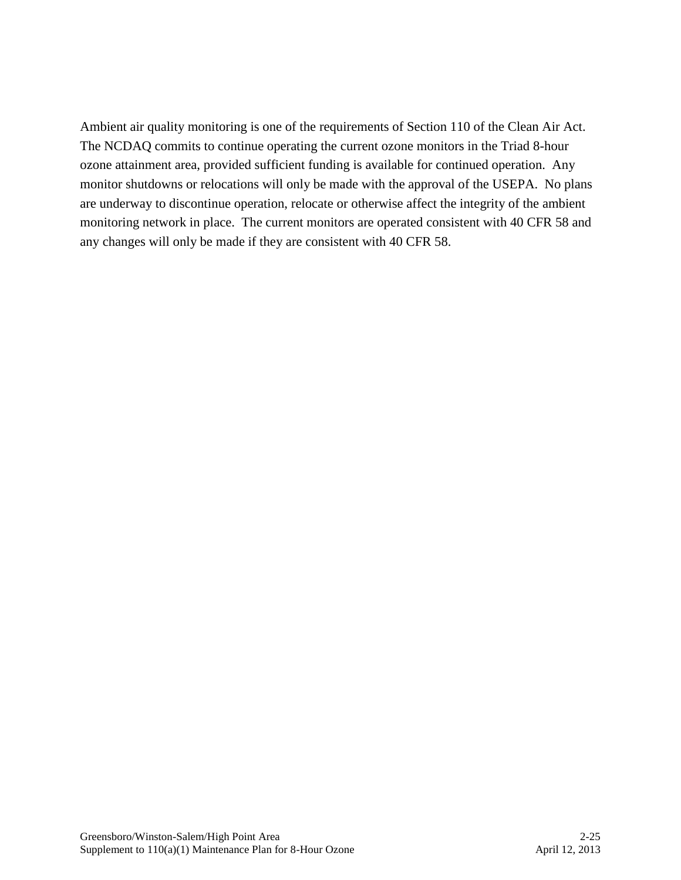Ambient air quality monitoring is one of the requirements of Section 110 of the Clean Air Act. The NCDAQ commits to continue operating the current ozone monitors in the Triad 8-hour ozone attainment area, provided sufficient funding is available for continued operation. Any monitor shutdowns or relocations will only be made with the approval of the USEPA. No plans are underway to discontinue operation, relocate or otherwise affect the integrity of the ambient monitoring network in place. The current monitors are operated consistent with 40 CFR 58 and any changes will only be made if they are consistent with 40 CFR 58.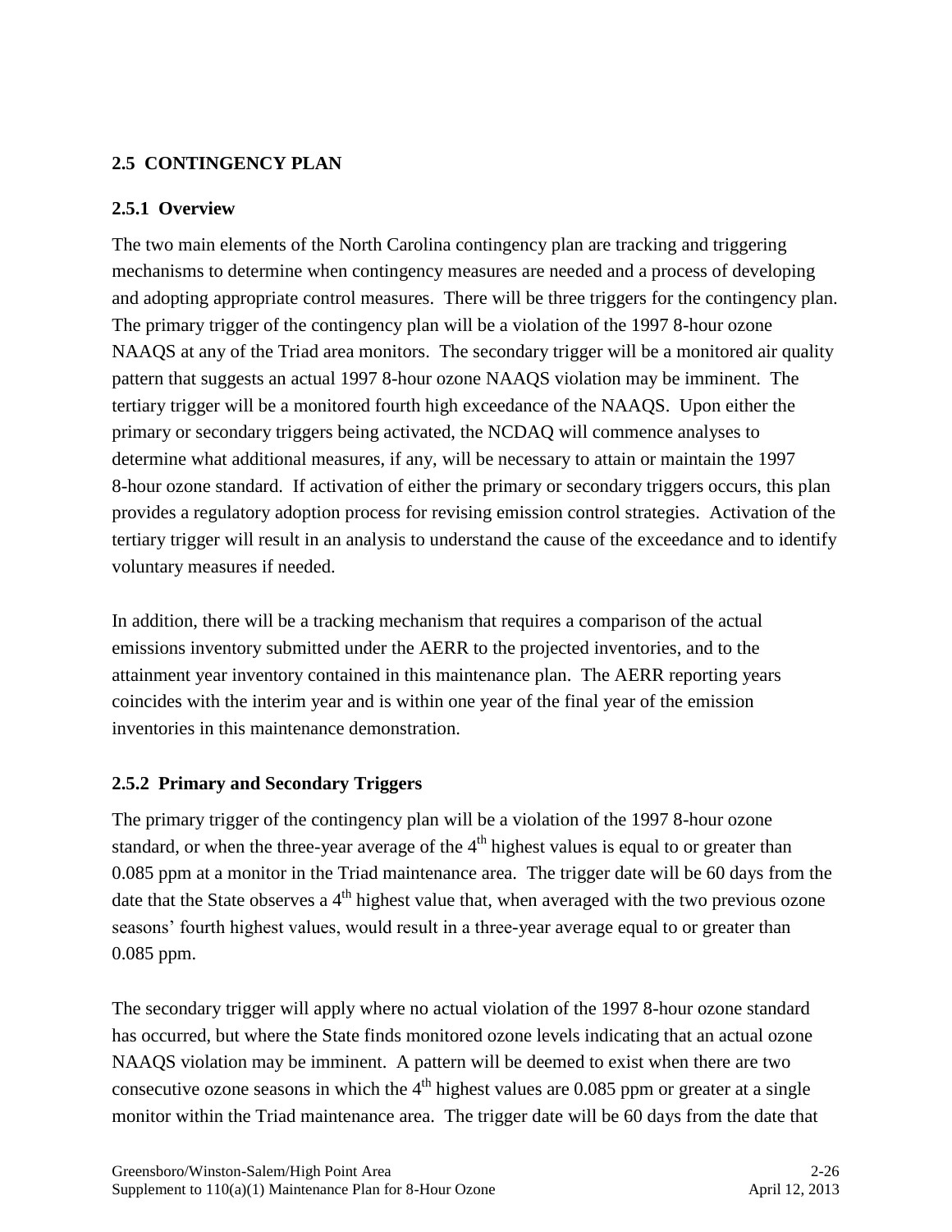## 2.5 CONTINGENCY PLAN

### 2.5.1 Overview

The two main elements of the North Carolina contingency plan are tracking and triggering mechanisms to determine when contingency measures are needed and a process of developing and adopting appropriate control measures. There will be three triggers for the contingency plan. The primary trigger of the contingency plan will be a violation of the 1997 8-hour ozone NAAQS at any of the Triad area monitors. The secondary trigger will be a monitored air quality pattern that suggests an actual 1997 8-hour ozone NAAQS violation may be imminent. The tertiary trigger will be a monitored fourth high exceedance of the NAAQS. Upon either the primary or secondary triggers being activated, the NCDAQ will commence analyses to determine what additional measures, if any, will be necessary to attain or maintain the 1997 8-hour ozone standard. If activation of either the primary or secondary triggers occurs, this plan provides a regulatory adoption process for revising emission control strategies. Activation of the tertiary trigger will result in an analysis to understand the cause of the exceedance and to identify voluntary measures if needed.

In addition, there will be a tracking mechanism that requires a comparison of the actual emissions inventory submitted under the AERR to the projected inventories, and to the attainment year inventory contained in this maintenance plan. The AERR reporting years coincides with the interim year and is within one year of the final year of the emission inventories in this maintenance demonstration.

### 2.5.2 Primary and Secondary Triggers

The primary trigger of the contingency plan will be a violation of the 1997 8-hour ozone standard, or when the three-year average of the $4^{th}$ highest values is equal to or greater than 0.085 ppm at a monitor in the Triad maintenance area. The trigger date will be 60 days from the date that the State observes a $4^{th}$ highest value that, when averaged with the two previous ozone seasons' fourth highest values, would result in a three-year average equal to or greater than 0.085 ppm.

The secondary trigger will apply where no actual violation of the 1997 8-hour ozone standard has occurred, but where the State finds monitored ozone levels indicating that an actual ozone NAAQS violation may be imminent. A pattern will be deemed to exist when there are two consecutive ozone seasons in which the $4^{th}$ highest values are 0.085 ppm or greater at a single monitor within the Triad maintenance area. The trigger date will be 60 days from the date that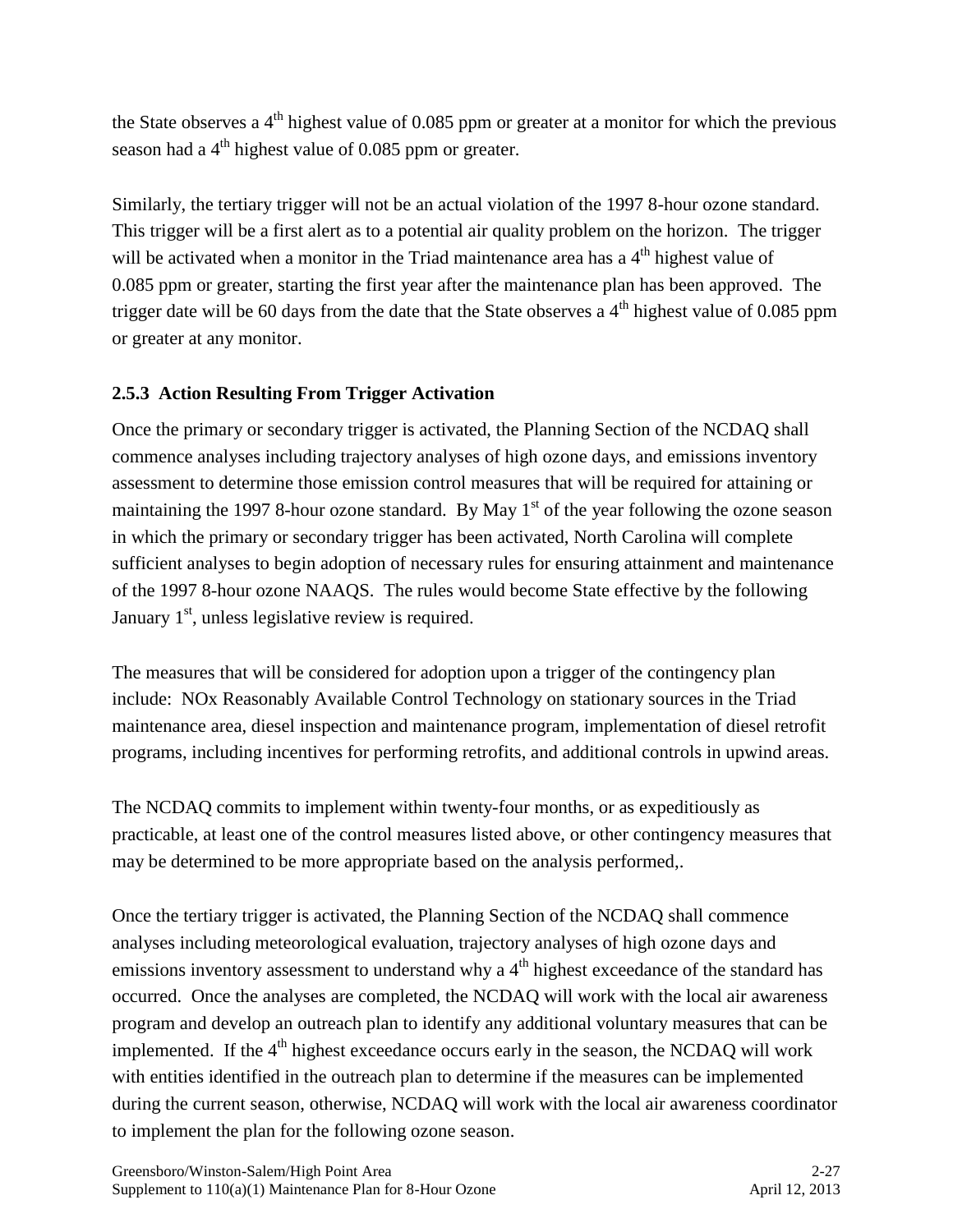the State observes a 4th highest value of 0.085 ppm or greater at a monitor for which the previous season had a 4th highest value of 0.085 ppm or greater.

Similarly, the tertiary trigger will not be an actual violation of the 1997 8-hour ozone standard. This trigger will be a first alert as to a potential air quality problem on the horizon. The trigger will be activated when a monitor in the Triad maintenance area has a 4th highest value of 0.085 ppm or greater, starting the first year after the maintenance plan has been approved. The trigger date will be 60 days from the date that the State observes a 4th highest value of 0.085 ppm or greater at any monitor.

### 2.5.3 Action Resulting From Trigger Activation

Once the primary or secondary trigger is activated, the Planning Section of the NCDAQ shall commence analyses including trajectory analyses of high ozone days, and emissions inventory assessment to determine those emission control measures that will be required for attaining or maintaining the 1997 8-hour ozone standard. By May 1st of the year following the ozone season in which the primary or secondary trigger has been activated, North Carolina will complete sufficient analyses to begin adoption of necessary rules for ensuring attainment and maintenance of the 1997 8-hour ozone NAAQS. The rules would become State effective by the following January 1st, unless legislative review is required.

The measures that will be considered for adoption upon a trigger of the contingency plan include: NOx Reasonably Available Control Technology on stationary sources in the Triad maintenance area, diesel inspection and maintenance program, implementation of diesel retrofit programs, including incentives for performing retrofits, and additional controls in upwind areas.

The NCDAQ commits to implement within twenty-four months, or as expeditiously as practicable, at least one of the control measures listed above, or other contingency measures that may be determined to be more appropriate based on the analysis performed,.

Once the tertiary trigger is activated, the Planning Section of the NCDAQ shall commence analyses including meteorological evaluation, trajectory analyses of high ozone days and emissions inventory assessment to understand why a 4th highest exceedance of the standard has occurred. Once the analyses are completed, the NCDAQ will work with the local air awareness program and develop an outreach plan to identify any additional voluntary measures that can be implemented. If the 4th highest exceedance occurs early in the season, the NCDAQ will work with entities identified in the outreach plan to determine if the measures can be implemented during the current season, otherwise, NCDAQ will work with the local air awareness coordinator to implement the plan for the following ozone season.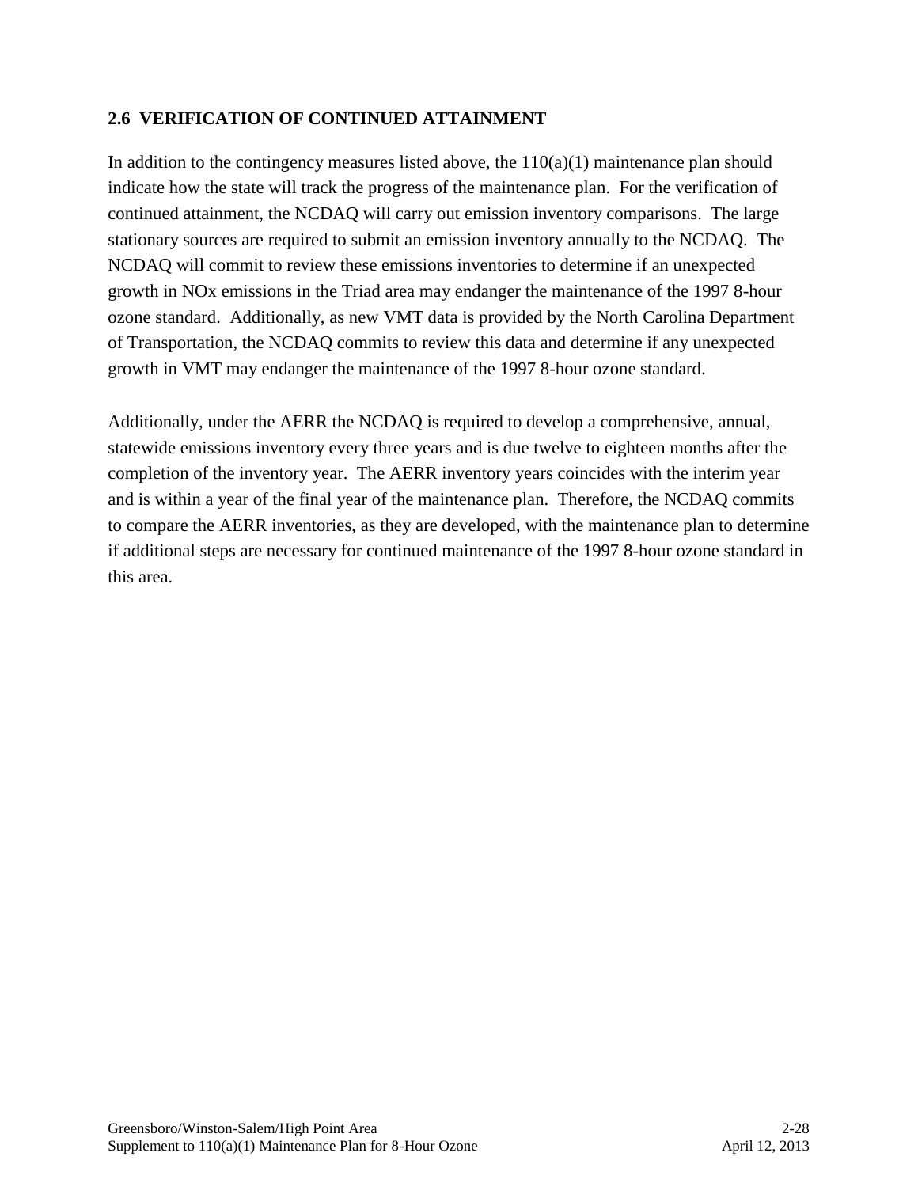## 2.6 VERIFICATION OF CONTINUED ATTAINMENT

In addition to the contingency measures listed above, the 110(a)(1) maintenance plan should indicate how the state will track the progress of the maintenance plan. For the verification of continued attainment, the NCDAQ will carry out emission inventory comparisons. The large stationary sources are required to submit an emission inventory annually to the NCDAQ. The NCDAQ will commit to review these emissions inventories to determine if an unexpected growth in NOx emissions in the Triad area may endanger the maintenance of the 1997 8-hour ozone standard. Additionally, as new VMT data is provided by the North Carolina Department of Transportation, the NCDAQ commits to review this data and determine if any unexpected growth in VMT may endanger the maintenance of the 1997 8-hour ozone standard.

Additionally, under the AERR the NCDAQ is required to develop a comprehensive, annual, statewide emissions inventory every three years and is due twelve to eighteen months after the completion of the inventory year. The AERR inventory years coincides with the interim year and is within a year of the final year of the maintenance plan. Therefore, the NCDAQ commits to compare the AERR inventories, as they are developed, with the maintenance plan to determine if additional steps are necessary for continued maintenance of the 1997 8-hour ozone standard in this area.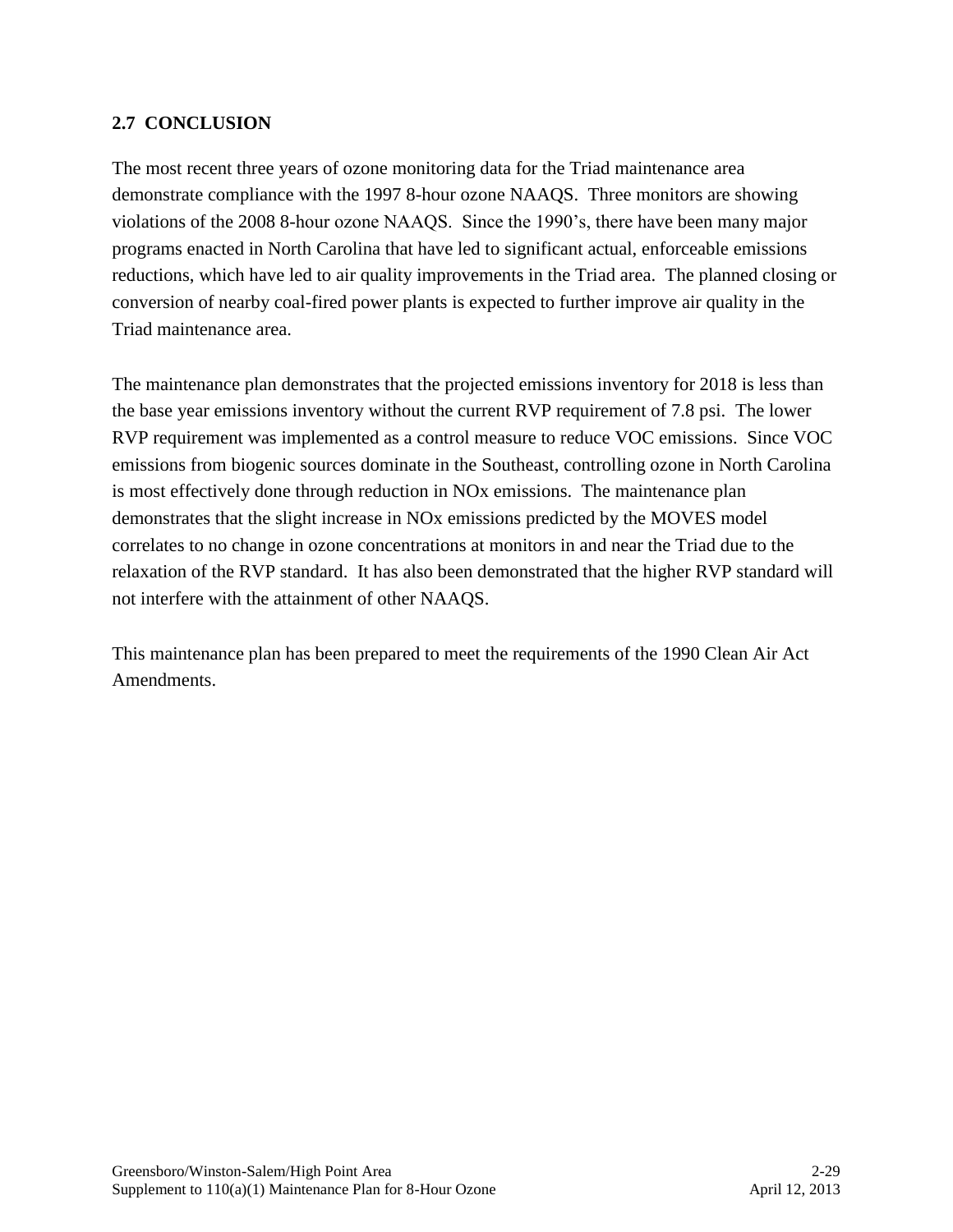## 2.7 CONCLUSION

The most recent three years of ozone monitoring data for the Triad maintenance area demonstrate compliance with the 1997 8-hour ozone NAAQS. Three monitors are showing violations of the 2008 8-hour ozone NAAQS. Since the 1990's, there have been many major programs enacted in North Carolina that have led to significant actual, enforceable emissions reductions, which have led to air quality improvements in the Triad area. The planned closing or conversion of nearby coal-fired power plants is expected to further improve air quality in the Triad maintenance area.

The maintenance plan demonstrates that the projected emissions inventory for 2018 is less than the base year emissions inventory without the current RVP requirement of 7.8 psi. The lower RVP requirement was implemented as a control measure to reduce VOC emissions. Since VOC emissions from biogenic sources dominate in the Southeast, controlling ozone in North Carolina is most effectively done through reduction in $NO_x$ emissions. The maintenance plan demonstrates that the slight increase in $NO_x$ emissions predicted by the MOVES model correlates to no change in ozone concentrations at monitors in and near the Triad due to the relaxation of the RVP standard. It has also been demonstrated that the higher RVP standard will not interfere with the attainment of other NAAQS.

This maintenance plan has been prepared to meet the requirements of the 1990 Clean Air Act Amendments.